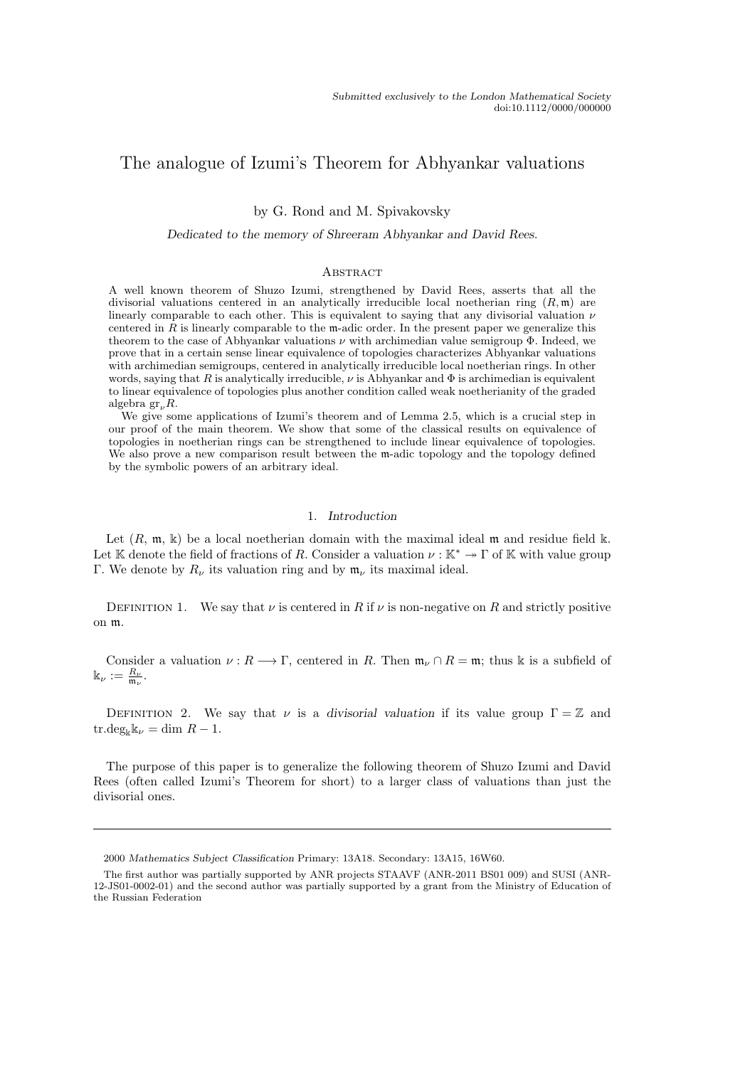# The analogue of Izumi's Theorem for Abhyankar valuations

by G. Rond and M. Spivakovsky

*Dedicated to the memory of Shreeram Abhyankar and David Rees.*

## Abstract

A well known theorem of Shuzo Izumi, strengthened by David Rees, asserts that all the divisorial valuations centered in an analytically irreducible local noetherian ring $(R, \mathfrak{m})$ are linearly comparable to each other. This is equivalent to saying that any divisorial valuation $\nu$ centered in $R$ is linearly comparable to the $\mathfrak{m}$-adic order. In the present paper we generalize this theorem to the case of Abhyankar valuations $\nu$ with archimedian value semigroup $\Phi$. Indeed, we prove that in a certain sense linear equivalence of topologies characterizes Abhyankar valuations with archimedian semigroups, centered in analytically irreducible local noetherian rings. In other words, saying that $R$ is analytically irreducible, $\nu$ is Abhyankar and $\Phi$ is archimedian is equivalent to linear equivalence of topologies plus another condition called weak noetherianity of the graded algebra $\mathrm{gr}_\nu R$.

We give some applications of Izumi's theorem and of Lemma 2.5, which is a crucial step in our proof of the main theorem. We show that some of the classical results on equivalence of topologies in noetherian rings can be strengthened to include linear equivalence of topologies. We also prove a new comparison result between the $\mathfrak{m}$-adic topology and the topology defined by the symbolic powers of an arbitrary ideal.

## 1. *Introduction*

Let $(R, \mathfrak{m}, \Bbbk)$ be a local noetherian domain with the maximal ideal $\mathfrak{m}$ and residue field $\Bbbk$. Let $\mathbb{K}$ denote the field of fractions of $R$. Consider a valuation $\nu : \mathbb{K}^* \twoheadrightarrow \Gamma$ of $\mathbb{K}$ with value group $\Gamma$. We denote by $R_\nu$ its valuation ring and by $\mathfrak{m}_\nu$ its maximal ideal.

Definition 1. We say that $\nu$ is centered in $R$ if $\nu$ is non-negative on $R$ and strictly positive on $\mathfrak{m}$.

Consider a valuation $\nu : R \longrightarrow \Gamma$, centered in $R$. Then $\mathfrak{m}_\nu \cap R = \mathfrak{m}$; thus $\Bbbk$ is a subfield of $\Bbbk_\nu := \frac{R_\nu}{\mathfrak{m}_\nu}$.

Definition 2. We say that $\nu$ is a *divisorial valuation* if its value group $\Gamma = \mathbb{Z}$ and $\mathrm{tr.deg}_{\Bbbk}\Bbbk_\nu = \dim R - 1$.

The purpose of this paper is to generalize the following theorem of Shuzo Izumi and David Rees (often called Izumi's Theorem for short) to a larger class of valuations than just the divisorial ones.

---

2000 *Mathematics Subject Classification* Primary: 13A18. Secondary: 13A15, 16W60.

The first author was partially supported by ANR projects STAAVF (ANR-2011 BS01 009) and SUSI (ANR-12-JS01-0002-01) and the second author was partially supported by a grant from the Ministry of Education of the Russian Federation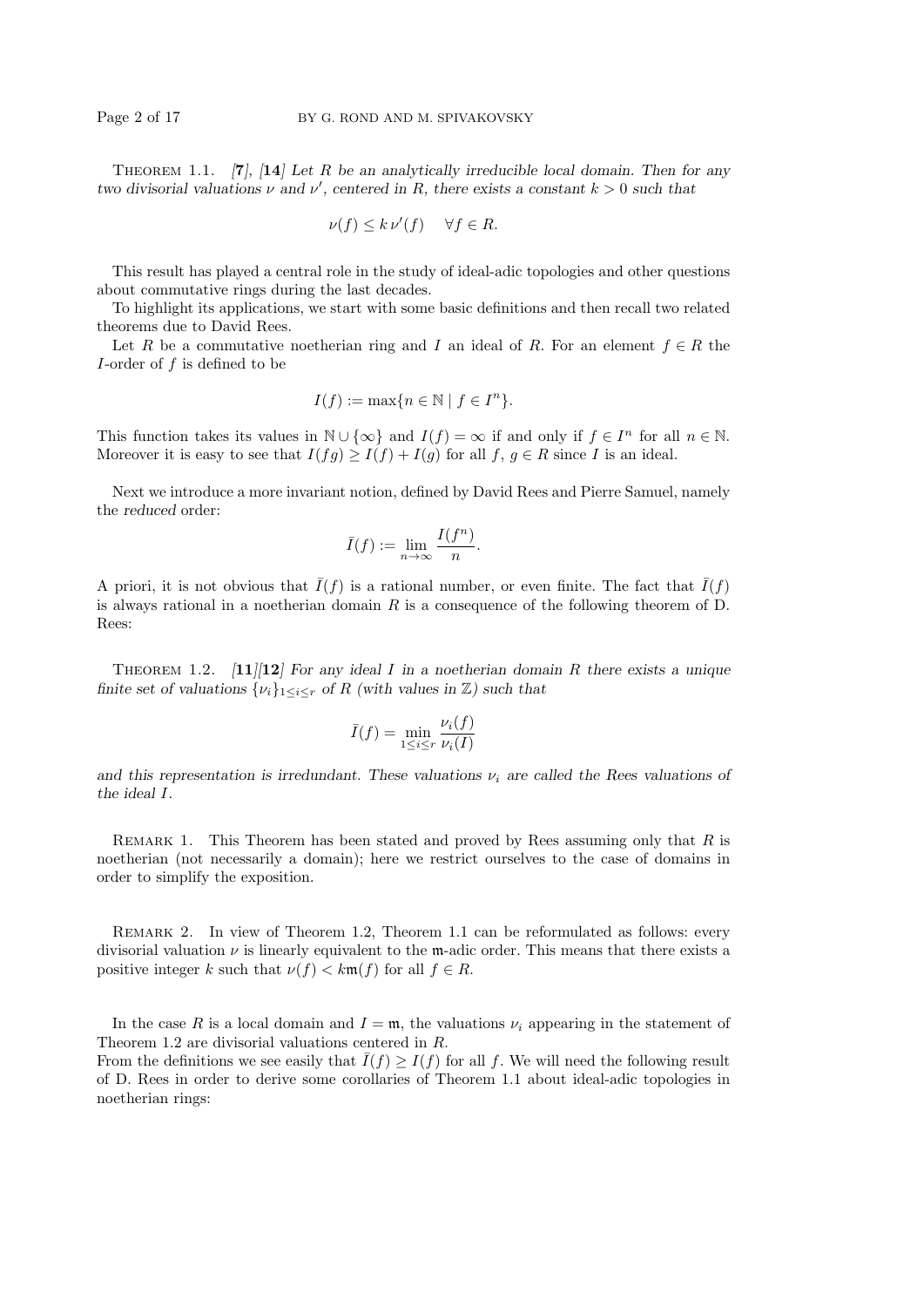THEOREM 1.1. *[**7**], [**14**] Let $R$ be an analytically irreducible local domain. Then for any two divisorial valuations $\nu$ and $\nu'$, centered in $R$, there exists a constant $k > 0$ such that*

$$\nu(f) \leq k\, \nu'(f) \quad \forall f \in R.$$

This result has played a central role in the study of ideal-adic topologies and other questions about commutative rings during the last decades.

To highlight its applications, we start with some basic definitions and then recall two related theorems due to David Rees.

Let $R$ be a commutative noetherian ring and $I$ an ideal of $R$. For an element $f \in R$ the $I$-order of $f$ is defined to be

$$I(f) := \max\{n \in \mathbb{N} \mid f \in I^n\}.$$

This function takes its values in $\mathbb{N} \cup \{\infty\}$ and $I(f) = \infty$ if and only if $f \in I^n$ for all $n \in \mathbb{N}$. Moreover it is easy to see that $I(fg) \geq I(f) + I(g)$ for all $f$, $g \in R$ since $I$ is an ideal.

Next we introduce a more invariant notion, defined by David Rees and Pierre Samuel, namely the *reduced* order:

$$\bar{I}(f) := \lim_{n\to\infty} \frac{I(f^n)}{n}.$$

A priori, it is not obvious that $\bar{I}(f)$ is a rational number, or even finite. The fact that $\bar{I}(f)$ is always rational in a noetherian domain $R$ is a consequence of the following theorem of D. Rees:

THEOREM 1.2. *[**11**][**12**] For any ideal $I$ in a noetherian domain $R$ there exists a unique finite set of valuations $\{\nu_i\}_{1\leq i\leq r}$ of $R$ (with values in $\mathbb{Z}$) such that*

$$\bar{I}(f) = \min_{1\leq i\leq r} \frac{\nu_i(f)}{\nu_i(I)}$$

*and this representation is irredundant. These valuations $\nu_i$ are called the Rees valuations of the ideal $I$.*

REMARK 1. This Theorem has been stated and proved by Rees assuming only that $R$ is noetherian (not necessarily a domain); here we restrict ourselves to the case of domains in order to simplify the exposition.

REMARK 2. In view of Theorem 1.2, Theorem 1.1 can be reformulated as follows: every divisorial valuation $\nu$ is linearly equivalent to the $\mathfrak{m}$-adic order. This means that there exists a positive integer $k$ such that $\nu(f) < k\mathfrak{m}(f)$ for all $f \in R$.

In the case $R$ is a local domain and $I = \mathfrak{m}$, the valuations $\nu_i$ appearing in the statement of Theorem 1.2 are divisorial valuations centered in $R$.

From the definitions we see easily that $\bar{I}(f) \geq I(f)$ for all $f$. We will need the following result of D. Rees in order to derive some corollaries of Theorem 1.1 about ideal-adic topologies in noetherian rings: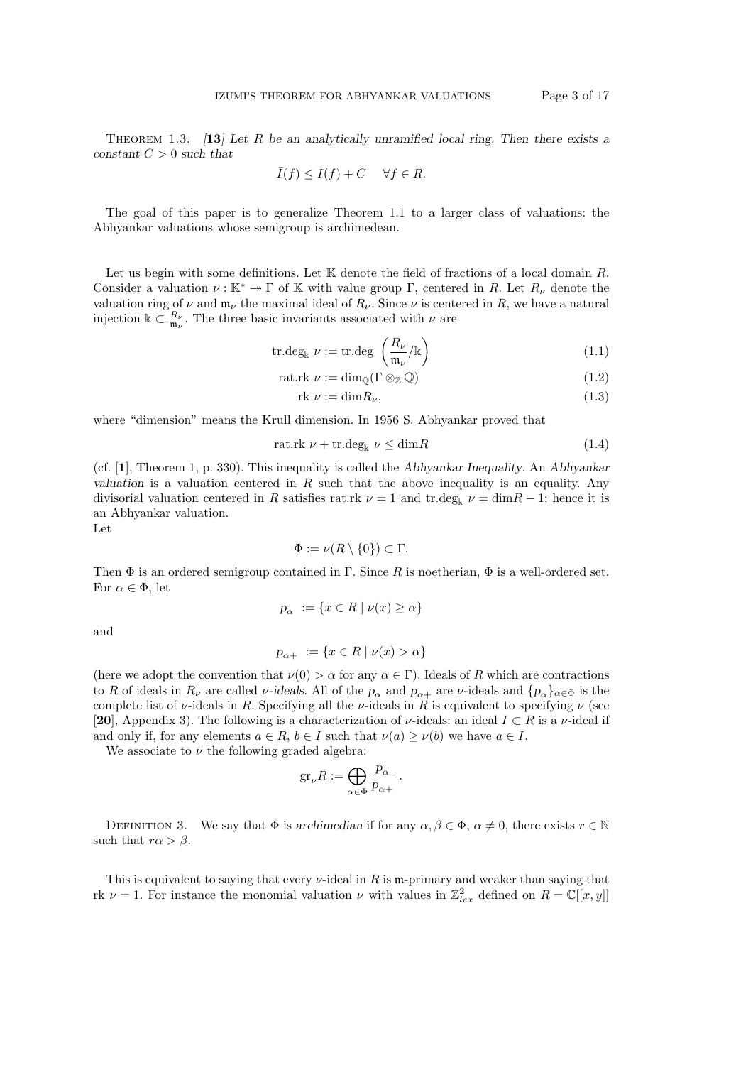**Theorem 1.3.** *[13] Let $R$ be an analytically unramified local ring. Then there exists a constant $C > 0$ such that*

$$\bar{I}(f) \leq I(f) + C \quad \forall f \in R.$$

The goal of this paper is to generalize Theorem 1.1 to a larger class of valuations: the Abhyankar valuations whose semigroup is archimedean.

Let us begin with some definitions. Let $\mathbb{K}$ denote the field of fractions of a local domain $R$. Consider a valuation $\nu : \mathbb{K}^* \twoheadrightarrow \Gamma$ of $\mathbb{K}$ with value group $\Gamma$, centered in $R$. Let $R_\nu$ denote the valuation ring of $\nu$ and $\mathfrak{m}_\nu$ the maximal ideal of $R_\nu$. Since $\nu$ is centered in $R$, we have a natural injection $\Bbbk \subset \frac{R_\nu}{\mathfrak{m}_\nu}$. The three basic invariants associated with $\nu$ are

$$\text{tr.deg}_{\Bbbk}\ \nu := \text{tr.deg}\ \left(\frac{R_\nu}{\mathfrak{m}_\nu}/\Bbbk\right) \tag{1.1}$$

$$\text{rat.rk}\ \nu := \dim_{\mathbb{Q}}(\Gamma \otimes_{\mathbb{Z}} \mathbb{Q}) \tag{1.2}$$

$$\text{rk}\ \nu := \dim R_\nu, \tag{1.3}$$

where "dimension" means the Krull dimension. In 1956 S. Abhyankar proved that

$$\text{rat.rk}\ \nu + \text{tr.deg}_{\Bbbk}\ \nu \leq \dim R \tag{1.4}$$

(cf. [1], Theorem 1, p. 330). This inequality is called the *Abhyankar Inequality*. An *Abhyankar valuation* is a valuation centered in $R$ such that the above inequality is an equality. Any divisorial valuation centered in $R$ satisfies $\text{rat.rk}\ \nu = 1$ and $\text{tr.deg}_{\Bbbk}\ \nu = \dim R - 1$; hence it is an Abhyankar valuation.

Let

$$\Phi := \nu(R \setminus \{0\}) \subset \Gamma.$$

Then $\Phi$ is an ordered semigroup contained in $\Gamma$. Since $R$ is noetherian, $\Phi$ is a well-ordered set. For $\alpha \in \Phi$, let

$$p_\alpha := \{x \in R \mid \nu(x) \geq \alpha\}$$

and

$$p_{\alpha+} := \{x \in R \mid \nu(x) > \alpha\}$$

(here we adopt the convention that $\nu(0) > \alpha$ for any $\alpha \in \Gamma$). Ideals of $R$ which are contractions to $R$ of ideals in $R_\nu$ are called *$\nu$-ideals*. All of the $p_\alpha$ and $p_{\alpha+}$ are $\nu$-ideals and $\{p_\alpha\}_{\alpha \in \Phi}$ is the complete list of $\nu$-ideals in $R$. Specifying all the $\nu$-ideals in $R$ is equivalent to specifying $\nu$ (see [20], Appendix 3). The following is a characterization of $\nu$-ideals: an ideal $I \subset R$ is a $\nu$-ideal if and only if, for any elements $a \in R$, $b \in I$ such that $\nu(a) \geq \nu(b)$ we have $a \in I$.

We associate to $\nu$ the following graded algebra:

$$\text{gr}_\nu R := \bigoplus_{\alpha \in \Phi} \frac{p_\alpha}{p_{\alpha+}}\ .$$

**Definition 3.** We say that $\Phi$ is *archimedian* if for any $\alpha, \beta \in \Phi$, $\alpha \neq 0$, there exists $r \in \mathbb{N}$ such that $r\alpha > \beta$.

This is equivalent to saying that every $\nu$-ideal in $R$ is $\mathfrak{m}$-primary and weaker than saying that $\text{rk}\ \nu = 1$. For instance the monomial valuation $\nu$ with values in $\mathbb{Z}^2_{lex}$ defined on $R = \mathbb{C}[[x, y]]$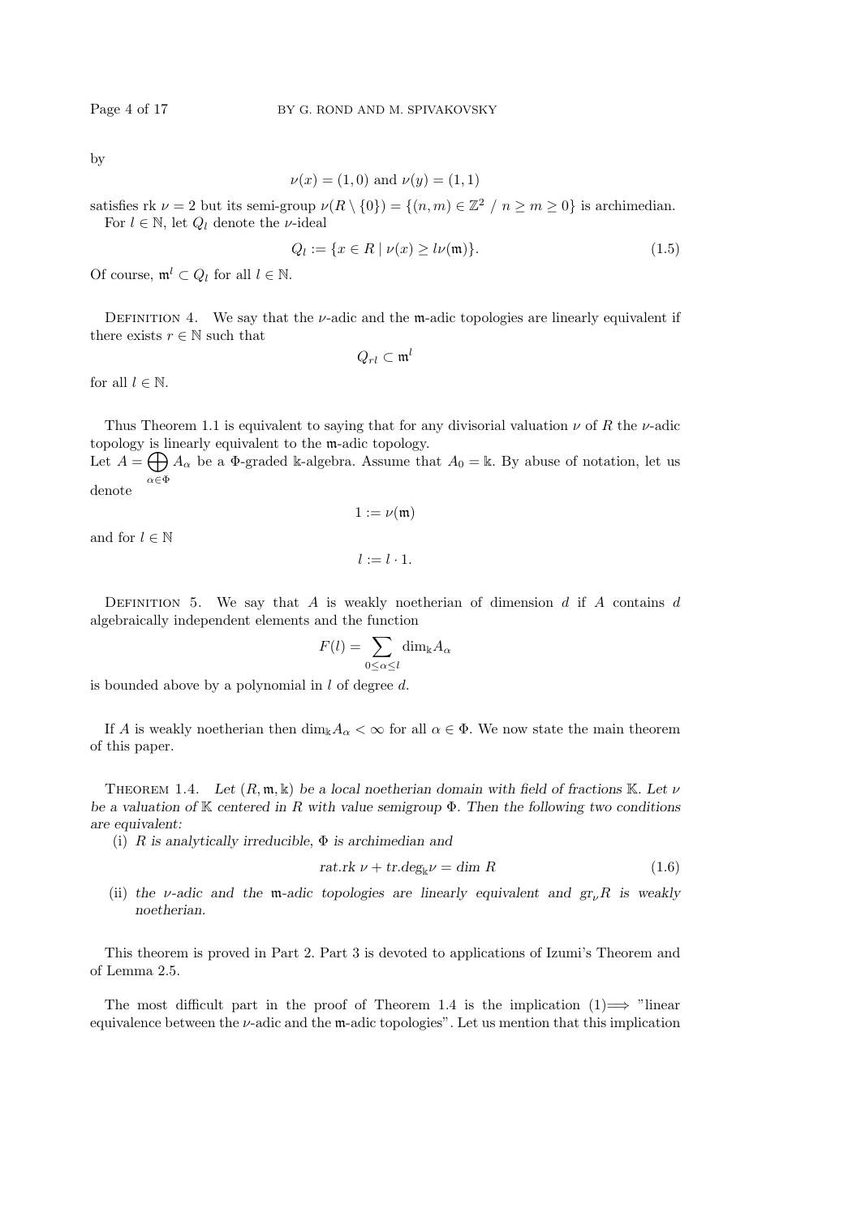by

$$\nu(x) = (1,0) \text{ and } \nu(y) = (1,1)$$

satisfies rk $\nu = 2$ but its semi-group $\nu(R \setminus \{0\}) = \{(n,m) \in \mathbb{Z}^2 \ / \ n \geq m \geq 0\}$ is archimedian.

For $l \in \mathbb{N}$, let $Q_l$ denote the $\nu$-ideal

$$Q_l := \{x \in R \mid \nu(x) \geq l\nu(\mathfrak{m})\}. \tag{1.5}$$

Of course, $\mathfrak{m}^l \subset Q_l$ for all $l \in \mathbb{N}$.

Definition 4. We say that the $\nu$-adic and the $\mathfrak{m}$-adic topologies are linearly equivalent if there exists $r \in \mathbb{N}$ such that

$$Q_{rl} \subset \mathfrak{m}^l$$

for all $l \in \mathbb{N}$.

Thus Theorem 1.1 is equivalent to saying that for any divisorial valuation $\nu$ of $R$ the $\nu$-adic topology is linearly equivalent to the $\mathfrak{m}$-adic topology.

Let $A = \bigoplus_{\alpha \in \Phi} A_\alpha$ be a $\Phi$-graded $\Bbbk$-algebra. Assume that $A_0 = \Bbbk$. By abuse of notation, let us denote

$$1 := \nu(\mathfrak{m})$$

and for $l \in \mathbb{N}$

$$l := l \cdot 1.$$

Definition 5. We say that $A$ is weakly noetherian of dimension $d$ if $A$ contains $d$ algebraically independent elements and the function

$$F(l) = \sum_{0 \leq \alpha \leq l} \dim_{\Bbbk} A_\alpha$$

is bounded above by a polynomial in $l$ of degree $d$.

If $A$ is weakly noetherian then $\dim_{\Bbbk} A_\alpha < \infty$ for all $\alpha \in \Phi$. We now state the main theorem of this paper.

Theorem 1.4. *Let $(R, \mathfrak{m}, \Bbbk)$ be a local noetherian domain with field of fractions $\mathbb{K}$. Let $\nu$ be a valuation of $\mathbb{K}$ centered in $R$ with value semigroup $\Phi$. Then the following two conditions are equivalent:*

(i) *$R$ is analytically irreducible, $\Phi$ is archimedian and*

$$\text{rat.rk } \nu + \text{tr.deg}_{\Bbbk} \nu = \dim R \tag{1.6}$$

(ii) *the $\nu$-adic and the $\mathfrak{m}$-adic topologies are linearly equivalent and $gr_\nu R$ is weakly noetherian.*

This theorem is proved in Part 2. Part 3 is devoted to applications of Izumi's Theorem and of Lemma 2.5.

The most difficult part in the proof of Theorem 1.4 is the implication (1)$\Longrightarrow$ "linear equivalence between the $\nu$-adic and the $\mathfrak{m}$-adic topologies". Let us mention that this implication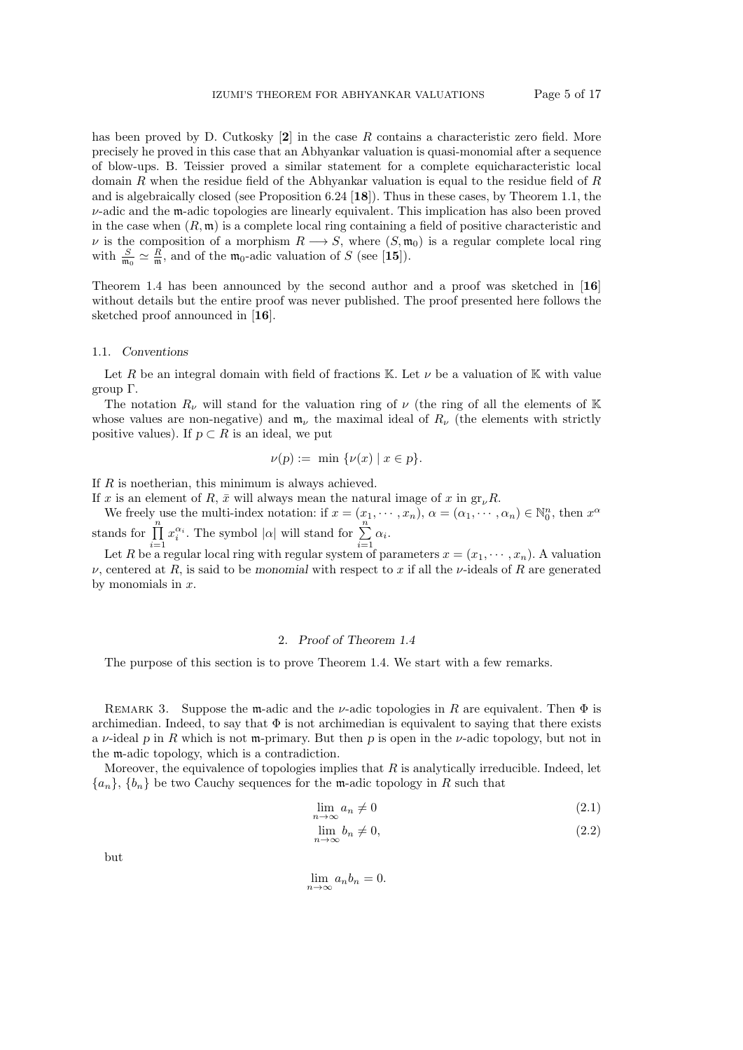has been proved by D. Cutkosky [**2**] in the case $R$ contains a characteristic zero field. More precisely he proved in this case that an Abhyankar valuation is quasi-monomial after a sequence of blow-ups. B. Teissier proved a similar statement for a complete equicharacteristic local domain $R$ when the residue field of the Abhyankar valuation is equal to the residue field of $R$ and is algebraically closed (see Proposition 6.24 [**18**]). Thus in these cases, by Theorem 1.1, the $\nu$-adic and the $\mathfrak{m}$-adic topologies are linearly equivalent. This implication has also been proved in the case when $(R, \mathfrak{m})$ is a complete local ring containing a field of positive characteristic and $\nu$ is the composition of a morphism $R \longrightarrow S$, where $(S, \mathfrak{m}_0)$ is a regular complete local ring with $\frac{S}{\mathfrak{m}_0} \simeq \frac{R}{\mathfrak{m}}$, and of the $\mathfrak{m}_0$-adic valuation of $S$ (see [**15**]).

Theorem 1.4 has been announced by the second author and a proof was sketched in [**16**] without details but the entire proof was never published. The proof presented here follows the sketched proof announced in [**16**].

### 1.1. *Conventions*

Let $R$ be an integral domain with field of fractions $\mathbb{K}$. Let $\nu$ be a valuation of $\mathbb{K}$ with value group $\Gamma$.

The notation $R_\nu$ will stand for the valuation ring of $\nu$ (the ring of all the elements of $\mathbb{K}$ whose values are non-negative) and $\mathfrak{m}_\nu$ the maximal ideal of $R_\nu$ (the elements with strictly positive values). If $p \subset R$ is an ideal, we put

$$\nu(p) := \min \{\nu(x) \mid x \in p\}.$$

If $R$ is noetherian, this minimum is always achieved.

If $x$ is an element of $R$, $\bar{x}$ will always mean the natural image of $x$ in $\mathrm{gr}_\nu R$.

We freely use the multi-index notation: if $x = (x_1, \cdots, x_n)$, $\alpha = (\alpha_1, \cdots, \alpha_n) \in \mathbb{N}_0^n$, then $x^\alpha$ stands for $\prod_{i=1}^{n} x_i^{\alpha_i}$. The symbol $|\alpha|$ will stand for $\sum_{i=1}^{n} \alpha_i$.

Let $R$ be a regular local ring with regular system of parameters $x = (x_1, \cdots, x_n)$. A valuation $\nu$, centered at $R$, is said to be *monomial* with respect to $x$ if all the $\nu$-ideals of $R$ are generated by monomials in $x$.

## 2. *Proof of Theorem 1.4*

The purpose of this section is to prove Theorem 1.4. We start with a few remarks.

Remark 3. Suppose the $\mathfrak{m}$-adic and the $\nu$-adic topologies in $R$ are equivalent. Then $\Phi$ is archimedian. Indeed, to say that $\Phi$ is not archimedian is equivalent to saying that there exists a $\nu$-ideal $p$ in $R$ which is not $\mathfrak{m}$-primary. But then $p$ is open in the $\nu$-adic topology, but not in the $\mathfrak{m}$-adic topology, which is a contradiction.

Moreover, the equivalence of topologies implies that $R$ is analytically irreducible. Indeed, let $\{a_n\}$, $\{b_n\}$ be two Cauchy sequences for the $\mathfrak{m}$-adic topology in $R$ such that

$$\lim_{n\to\infty} a_n \neq 0 \tag{2.1}$$

$$\lim_{n\to\infty} b_n \neq 0, \tag{2.2}$$

but

$$\lim_{n\to\infty} a_n b_n = 0.$$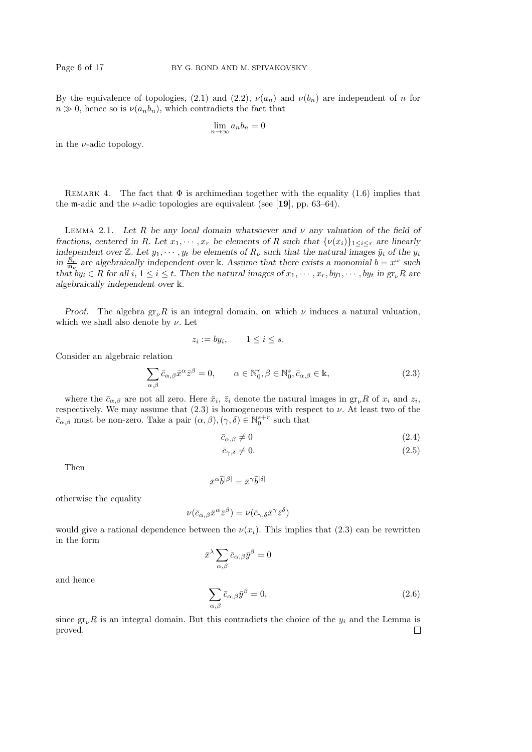By the equivalence of topologies, (2.1) and (2.2), $\nu(a_n)$ and $\nu(b_n)$ are independent of $n$ for $n \gg 0$, hence so is $\nu(a_n b_n)$, which contradicts the fact that

$$\lim_{n\to\infty} a_n b_n = 0$$

in the $\nu$-adic topology.

REMARK 4. The fact that $\Phi$ is archimedian together with the equality (1.6) implies that the $\mathfrak{m}$-adic and the $\nu$-adic topologies are equivalent (see [**19**], pp. 63–64).

LEMMA 2.1. *Let $R$ be any local domain whatsoever and $\nu$ any valuation of the field of fractions, centered in $R$. Let $x_1, \cdots, x_r$ be elements of $R$ such that $\{\nu(x_i)\}_{1\le i\le r}$ are linearly independent over $\mathbb{Z}$. Let $y_1, \cdots, y_t$ be elements of $R_\nu$ such that the natural images $\bar{y}_i$ of the $y_i$ in $\frac{R_\nu}{\mathfrak{m}_\nu}$ are algebraically independent over $\Bbbk$. Assume that there exists a monomial $b = x^\omega$ such that $by_i \in R$ for all $i$, $1 \le i \le t$. Then the natural images of $x_1, \cdots, x_r, by_1, \cdots, by_t$ in $\mathrm{gr}_\nu R$ are algebraically independent over $\Bbbk$.*

*Proof.* The algebra $\mathrm{gr}_\nu R$ is an integral domain, on which $\nu$ induces a natural valuation, which we shall also denote by $\nu$. Let

$$z_i := by_i, \qquad 1 \le i \le s.$$

Consider an algebraic relation

$$\sum_{\alpha,\beta} \bar{c}_{\alpha,\beta}\bar{x}^\alpha \bar{z}^\beta = 0, \qquad \alpha \in \mathbb{N}_0^r, \beta \in \mathbb{N}_0^s, \bar{c}_{\alpha,\beta} \in \Bbbk, \tag{2.3}$$

where the $\bar{c}_{\alpha,\beta}$ are not all zero. Here $\bar{x}_i$, $\bar{z}_i$ denote the natural images in $\mathrm{gr}_\nu R$ of $x_i$ and $z_i$, respectively. We may assume that (2.3) is homogeneous with respect to $\nu$. At least two of the $\bar{c}_{\alpha,\beta}$ must be non-zero. Take a pair $(\alpha,\beta), (\gamma,\delta) \in \mathbb{N}_0^{s+r}$ such that

$$\bar{c}_{\alpha,\beta} \neq 0 \tag{2.4}$$

$$\bar{c}_{\gamma,\delta} \neq 0. \tag{2.5}$$

Then

$$\bar{x}^\alpha \bar{b}^{|\beta|} = \bar{x}^\gamma \bar{b}^{|\delta|}$$

otherwise the equality

$$\nu(\bar{c}_{\alpha,\beta}\bar{x}^\alpha \bar{z}^\beta) = \nu(\bar{c}_{\gamma,\delta}\bar{x}^\gamma \bar{z}^\delta)$$

would give a rational dependence between the $\nu(x_i)$. This implies that (2.3) can be rewritten in the form

$$\bar{x}^\lambda \sum_{\alpha,\beta} \bar{c}_{\alpha,\beta}\bar{y}^\beta = 0$$

and hence

$$\sum_{\alpha,\beta} \bar{c}_{\alpha,\beta}\bar{y}^\beta = 0, \tag{2.6}$$

since $\mathrm{gr}_\nu R$ is an integral domain. But this contradicts the choice of the $y_i$ and the Lemma is proved. $\square$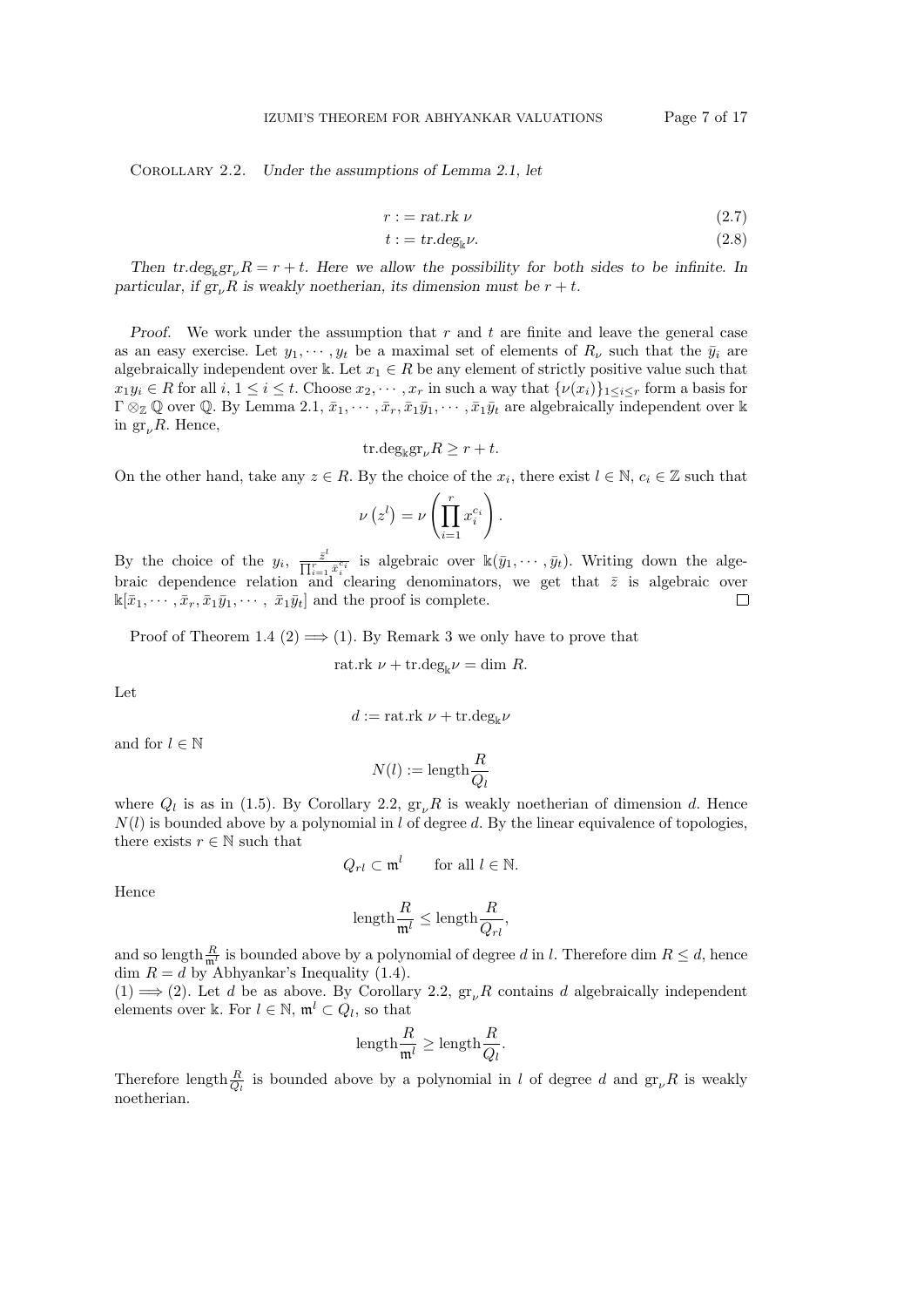Corollary 2.2. *Under the assumptions of Lemma 2.1, let*

$$r := \text{rat.rk } \nu \tag{2.7}$$

$$t := \text{tr.deg}_{\Bbbk}\nu. \tag{2.8}$$

*Then* $\text{tr.deg}_{\Bbbk}\text{gr}_\nu R = r + t$*. Here we allow the possibility for both sides to be infinite. In particular, if* $\text{gr}_\nu R$ *is weakly noetherian, its dimension must be* $r + t$*.*

*Proof.* We work under the assumption that $r$ and $t$ are finite and leave the general case as an easy exercise. Let $y_1, \cdots, y_t$ be a maximal set of elements of $R_\nu$ such that the $\bar{y}_i$ are algebraically independent over $\Bbbk$. Let $x_1 \in R$ be any element of strictly positive value such that $x_1 y_i \in R$ for all $i$, $1 \le i \le t$. Choose $x_2, \cdots, x_r$ in such a way that $\{\nu(x_i)\}_{1 \le i \le r}$ form a basis for $\Gamma \otimes_{\mathbb{Z}} \mathbb{Q}$ over $\mathbb{Q}$. By Lemma 2.1, $\bar{x}_1, \cdots, \bar{x}_r, \bar{x}_1\bar{y}_1, \cdots, \bar{x}_1\bar{y}_t$ are algebraically independent over $\Bbbk$ in $\text{gr}_\nu R$. Hence,

$$\text{tr.deg}_{\Bbbk}\text{gr}_\nu R \ge r + t.$$

On the other hand, take any $z \in R$. By the choice of the $x_i$, there exist $l \in \mathbb{N}$, $c_i \in \mathbb{Z}$ such that

$$\nu\left(z^l\right) = \nu\left(\prod_{i=1}^{r} x_i^{c_i}\right).$$

By the choice of the $y_i$, $\frac{\bar{z}^l}{\prod_{i=1}^r \bar{x}_i^{c_i}}$ is algebraic over $\Bbbk(\bar{y}_1, \cdots, \bar{y}_t)$. Writing down the algebraic dependence relation and clearing denominators, we get that $\bar{z}$ is algebraic over $\Bbbk[\bar{x}_1, \cdots, \bar{x}_r, \bar{x}_1\bar{y}_1, \cdots, \bar{x}_1\bar{y}_t]$ and the proof is complete. $\square$

Proof of Theorem 1.4 (2) $\Longrightarrow$ (1). By Remark 3 we only have to prove that

$$\text{rat.rk } \nu + \text{tr.deg}_{\Bbbk}\nu = \dim R.$$

Let

$$d := \text{rat.rk } \nu + \text{tr.deg}_{\Bbbk}\nu$$

and for $l \in \mathbb{N}$

$$N(l) := \text{length}\frac{R}{Q_l}$$

where $Q_l$ is as in (1.5). By Corollary 2.2, $\text{gr}_\nu R$ is weakly noetherian of dimension $d$. Hence $N(l)$ is bounded above by a polynomial in $l$ of degree $d$. By the linear equivalence of topologies, there exists $r \in \mathbb{N}$ such that

$$Q_{rl} \subset \mathfrak{m}^l \qquad \text{for all } l \in \mathbb{N}.$$

Hence

$$\text{length}\frac{R}{\mathfrak{m}^l} \le \text{length}\frac{R}{Q_{rl}},$$

and so $\text{length}\frac{R}{\mathfrak{m}^l}$ is bounded above by a polynomial of degree $d$ in $l$. Therefore $\dim R \le d$, hence $\dim R = d$ by Abhyankar's Inequality (1.4).

(1) $\Longrightarrow$ (2). Let $d$ be as above. By Corollary 2.2, $\text{gr}_\nu R$ contains $d$ algebraically independent elements over $\Bbbk$. For $l \in \mathbb{N}$, $\mathfrak{m}^l \subset Q_l$, so that

$$\text{length}\frac{R}{\mathfrak{m}^l} \ge \text{length}\frac{R}{Q_l}.$$

Therefore $\text{length}\frac{R}{Q_l}$ is bounded above by a polynomial in $l$ of degree $d$ and $\text{gr}_\nu R$ is weakly noetherian.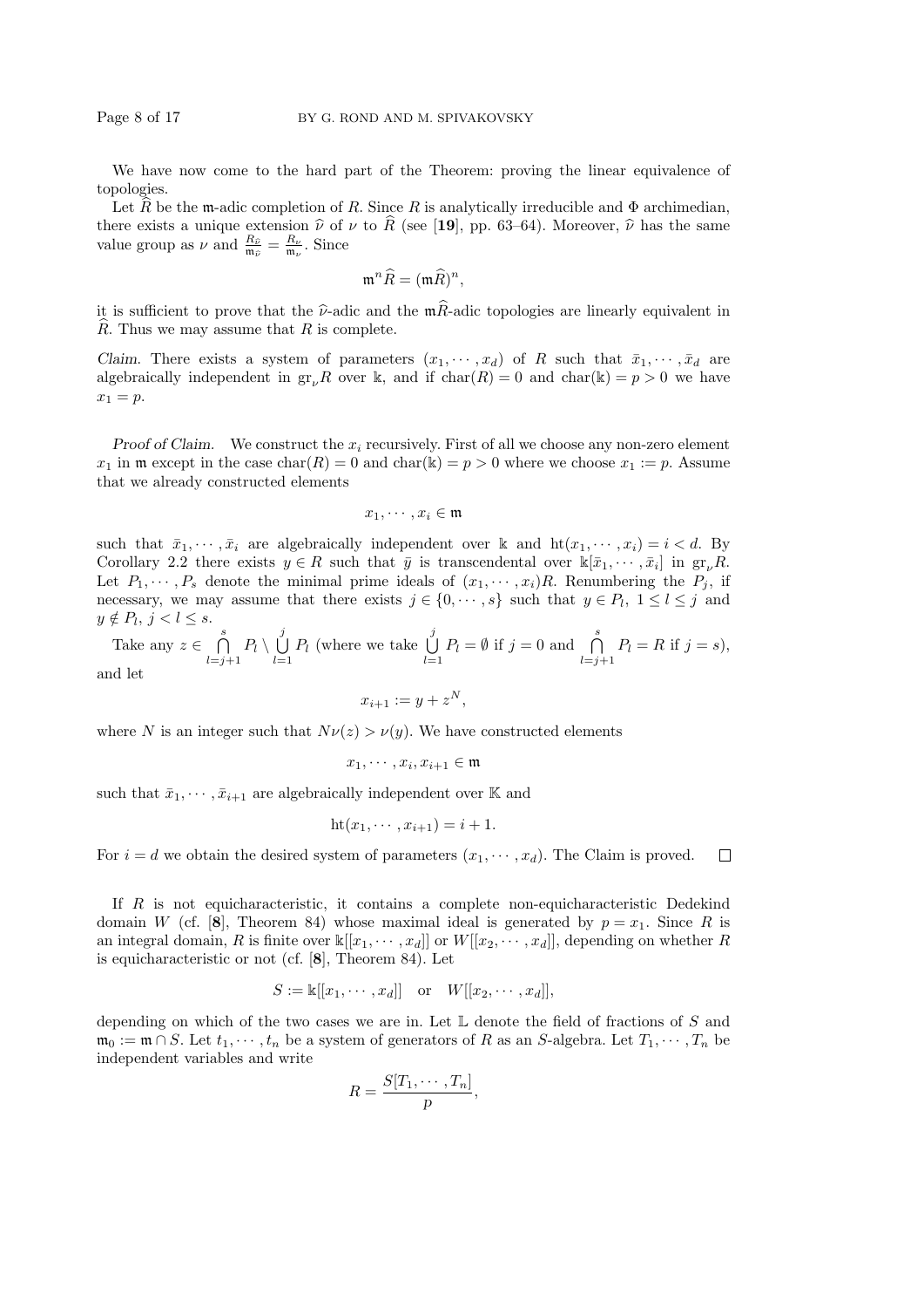We have now come to the hard part of the Theorem: proving the linear equivalence of topologies.

Let $\widehat{R}$ be the $\mathfrak{m}$-adic completion of $R$. Since $R$ is analytically irreducible and $\Phi$ archimedian, there exists a unique extension $\widehat{\nu}$ of $\nu$ to $\widehat{R}$ (see [**19**], pp. 63–64). Moreover, $\widehat{\nu}$ has the same value group as $\nu$ and $\frac{R_{\widehat{\nu}}}{\mathfrak{m}_{\widehat{\nu}}} = \frac{R_\nu}{\mathfrak{m}_\nu}$. Since

$$\mathfrak{m}^n\widehat{R} = (\mathfrak{m}\widehat{R})^n,$$

it is sufficient to prove that the $\widehat{\nu}$-adic and the $\mathfrak{m}\widehat{R}$-adic topologies are linearly equivalent in $\widehat{R}$. Thus we may assume that $R$ is complete.

*Claim.* There exists a system of parameters $(x_1, \cdots, x_d)$ of $R$ such that $\bar{x}_1, \cdots, \bar{x}_d$ are algebraically independent in $\mathrm{gr}_\nu R$ over $\Bbbk$, and if $\mathrm{char}(R) = 0$ and $\mathrm{char}(\Bbbk) = p > 0$ we have $x_1 = p$.

*Proof of Claim.* We construct the $x_i$ recursively. First of all we choose any non-zero element $x_1$ in $\mathfrak{m}$ except in the case $\mathrm{char}(R) = 0$ and $\mathrm{char}(\Bbbk) = p > 0$ where we choose $x_1 := p$. Assume that we already constructed elements

$$x_1, \cdots, x_i \in \mathfrak{m}$$

such that $\bar{x}_1, \cdots, \bar{x}_i$ are algebraically independent over $\Bbbk$ and $\mathrm{ht}(x_1, \cdots, x_i) = i < d$. By Corollary 2.2 there exists $y \in R$ such that $\bar{y}$ is transcendental over $\Bbbk[\bar{x}_1, \cdots, \bar{x}_i]$ in $\mathrm{gr}_\nu R$. Let $P_1, \cdots, P_s$ denote the minimal prime ideals of $(x_1, \cdots, x_i)R$. Renumbering the $P_j$, if necessary, we may assume that there exists $j \in \{0, \cdots, s\}$ such that $y \in P_l$, $1 \leq l \leq j$ and $y \notin P_l$, $j < l \leq s$.

Take any $z \in \bigcap\limits_{l=j+1}^{s} P_l \setminus \bigcup\limits_{l=1}^{j} P_l$ (where we take $\bigcup\limits_{l=1}^{j} P_l = \emptyset$ if $j = 0$ and $\bigcap\limits_{l=j+1}^{s} P_l = R$ if $j = s$), and let

$$x_{i+1} := y + z^N,$$

where $N$ is an integer such that $N\nu(z) > \nu(y)$. We have constructed elements

$$x_1, \cdots, x_i, x_{i+1} \in \mathfrak{m}$$

such that $\bar{x}_1, \cdots, \bar{x}_{i+1}$ are algebraically independent over $\mathbb{K}$ and

$$\mathrm{ht}(x_1, \cdots, x_{i+1}) = i + 1.$$

For $i = d$ we obtain the desired system of parameters $(x_1, \cdots, x_d)$. The Claim is proved. $\square$

If $R$ is not equicharacteristic, it contains a complete non-equicharacteristic Dedekind domain $W$ (cf. [**8**], Theorem 84) whose maximal ideal is generated by $p = x_1$. Since $R$ is an integral domain, $R$ is finite over $\Bbbk[[x_1, \cdots, x_d]]$ or $W[[x_2, \cdots, x_d]]$, depending on whether $R$ is equicharacteristic or not (cf. [**8**], Theorem 84). Let

$$S := \Bbbk[[x_1, \cdots, x_d]] \quad \text{or} \quad W[[x_2, \cdots, x_d]],$$

depending on which of the two cases we are in. Let $\mathbb{L}$ denote the field of fractions of $S$ and $\mathfrak{m}_0 := \mathfrak{m} \cap S$. Let $t_1, \cdots, t_n$ be a system of generators of $R$ as an $S$-algebra. Let $T_1, \cdots, T_n$ be independent variables and write

$$R = \frac{S[T_1, \cdots, T_n]}{p},$$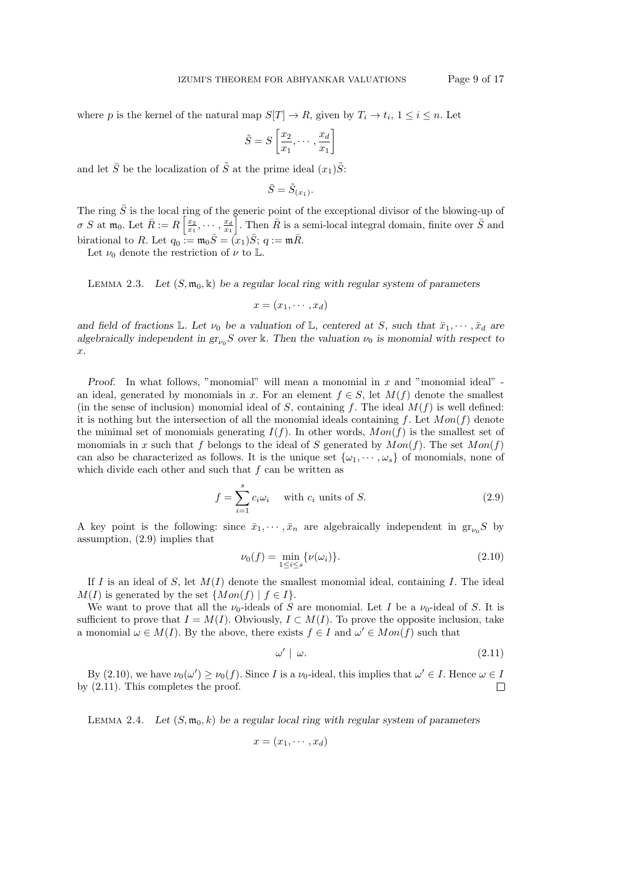where $p$ is the kernel of the natural map $S[T] \to R$, given by $T_i \to t_i$, $1 \leq i \leq n$. Let

$$\tilde{S} = S\left[\frac{x_2}{x_1}, \cdots, \frac{x_d}{x_1}\right]$$

and let $\bar{S}$ be the localization of $\tilde{S}$ at the prime ideal $(x_1)\tilde{S}$:

$$\bar{S} = \tilde{S}_{(x_1)}.$$

The ring $\bar{S}$ is the local ring of the generic point of the exceptional divisor of the blowing-up of $\sigma$ $S$ at $\mathfrak{m}_0$. Let $\bar{R} := R\left[\frac{x_2}{x_1}, \cdots, \frac{x_d}{x_1}\right]$. Then $\bar{R}$ is a semi-local integral domain, finite over $\bar{S}$ and birational to $R$. Let $q_0 := \mathfrak{m}_0\bar{S} = (x_1)\bar{S}$; $q := \mathfrak{m}\bar{R}$.

Let $\nu_0$ denote the restriction of $\nu$ to $\mathbb{L}$.

LEMMA 2.3. *Let $(S, \mathfrak{m}_0, \Bbbk)$ be a regular local ring with regular system of parameters*

$$x = (x_1, \cdots, x_d)$$

*and field of fractions $\mathbb{L}$. Let $\nu_0$ be a valuation of $\mathbb{L}$, centered at $S$, such that $\bar{x}_1, \cdots, \bar{x}_d$ are algebraically independent in $\mathrm{gr}_{\nu_0} S$ over $\Bbbk$. Then the valuation $\nu_0$ is monomial with respect to $x$.*

*Proof.* In what follows, "monomial" will mean a monomial in $x$ and "monomial ideal" - an ideal, generated by monomials in $x$. For an element $f \in S$, let $M(f)$ denote the smallest (in the sense of inclusion) monomial ideal of $S$, containing $f$. The ideal $M(f)$ is well defined: it is nothing but the intersection of all the monomial ideals containing $f$. Let $Mon(f)$ denote the minimal set of monomials generating $I(f)$. In other words, $Mon(f)$ is the smallest set of monomials in $x$ such that $f$ belongs to the ideal of $S$ generated by $Mon(f)$. The set $Mon(f)$ can also be characterized as follows. It is the unique set $\{\omega_1, \cdots, \omega_s\}$ of monomials, none of which divide each other and such that $f$ can be written as

$$f = \sum_{i=1}^{s} c_i \omega_i \quad \text{with } c_i \text{ units of } S. \tag{2.9}$$

A key point is the following: since $\bar{x}_1, \cdots, \bar{x}_n$ are algebraically independent in $\mathrm{gr}_{\nu_0} S$ by assumption, (2.9) implies that

$$\nu_0(f) = \min_{1 \leq i \leq s} \{\nu(\omega_i)\}. \tag{2.10}$$

If $I$ is an ideal of $S$, let $M(I)$ denote the smallest monomial ideal, containing $I$. The ideal $M(I)$ is generated by the set $\{Mon(f) \mid f \in I\}$.

We want to prove that all the $\nu_0$-ideals of $S$ are monomial. Let $I$ be a $\nu_0$-ideal of $S$. It is sufficient to prove that $I = M(I)$. Obviously, $I \subset M(I)$. To prove the opposite inclusion, take a monomial $\omega \in M(I)$. By the above, there exists $f \in I$ and $\omega' \in Mon(f)$ such that

$$\omega' \mid \omega. \tag{2.11}$$

By (2.10), we have $\nu_0(\omega') \geq \nu_0(f)$. Since $I$ is a $\nu_0$-ideal, this implies that $\omega' \in I$. Hence $\omega \in I$ by (2.11). This completes the proof. $\square$

LEMMA 2.4. *Let $(S, \mathfrak{m}_0, k)$ be a regular local ring with regular system of parameters*

$$x = (x_1, \cdots, x_d)$$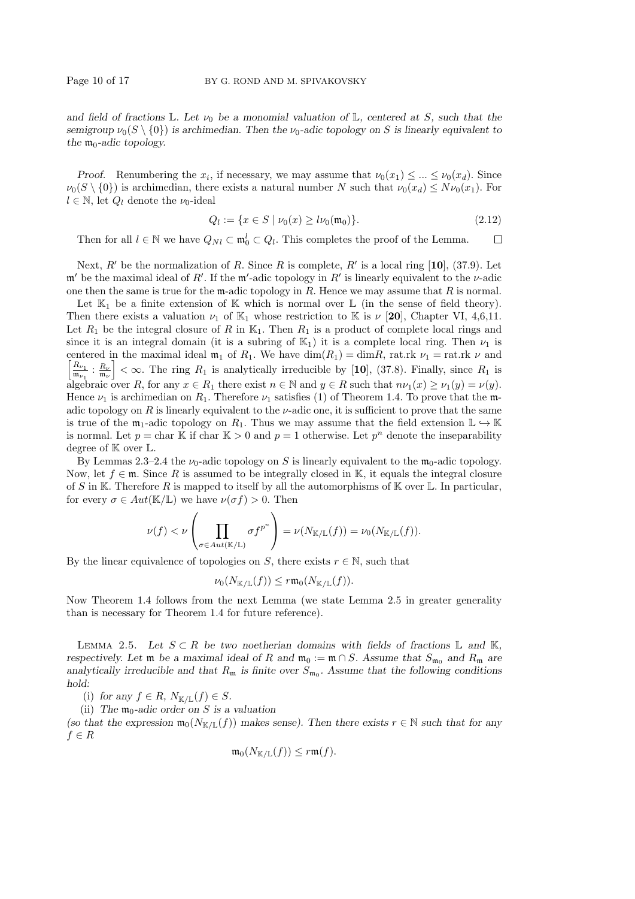*and field of fractions $\mathbb{L}$. Let $\nu_0$ be a monomial valuation of $\mathbb{L}$, centered at $S$, such that the semigroup $\nu_0(S \setminus \{0\})$ is archimedian. Then the $\nu_0$-adic topology on $S$ is linearly equivalent to the $\mathfrak{m}_0$-adic topology.*

*Proof.* Renumbering the $x_i$, if necessary, we may assume that $\nu_0(x_1) \leq ... \leq \nu_0(x_d)$. Since $\nu_0(S \setminus \{0\})$ is archimedian, there exists a natural number $N$ such that $\nu_0(x_d) \leq N\nu_0(x_1)$. For $l \in \mathbb{N}$, let $Q_l$ denote the $\nu_0$-ideal

$$Q_l := \{x \in S \mid \nu_0(x) \geq l\nu_0(\mathfrak{m}_0)\}. \tag{2.12}$$

Then for all $l \in \mathbb{N}$ we have $Q_{Nl} \subset \mathfrak{m}_0^l \subset Q_l$. This completes the proof of the Lemma. □

Next, $R'$ be the normalization of $R$. Since $R$ is complete, $R'$ is a local ring [**10**], (37.9). Let $\mathfrak{m}'$ be the maximal ideal of $R'$. If the $\mathfrak{m}'$-adic topology in $R'$ is linearly equivalent to the $\nu$-adic one then the same is true for the $\mathfrak{m}$-adic topology in $R$. Hence we may assume that $R$ is normal.

Let $\mathbb{K}_1$ be a finite extension of $\mathbb{K}$ which is normal over $\mathbb{L}$ (in the sense of field theory). Then there exists a valuation $\nu_1$ of $\mathbb{K}_1$ whose restriction to $\mathbb{K}$ is $\nu$ [**20**], Chapter VI, 4,6,11. Let $R_1$ be the integral closure of $R$ in $\mathbb{K}_1$. Then $R_1$ is a product of complete local rings and since it is an integral domain (it is a subring of $\mathbb{K}_1$) it is a complete local ring. Then $\nu_1$ is centered in the maximal ideal $\mathfrak{m}_1$ of $R_1$. We have $\dim(R_1) = \dim R$, rat.rk $\nu_1$ = rat.rk $\nu$ and $\left[\frac{R_{\nu_1}}{\mathfrak{m}_{\nu_1}} : \frac{R_\nu}{\mathfrak{m}_\nu}\right] < \infty$. The ring $R_1$ is analytically irreducible by [**10**], (37.8). Finally, since $R_1$ is algebraic over $R$, for any $x \in R_1$ there exist $n \in \mathbb{N}$ and $y \in R$ such that $n\nu_1(x) \geq \nu_1(y) = \nu(y)$. Hence $\nu_1$ is archimedian on $R_1$. Therefore $\nu_1$ satisfies (1) of Theorem 1.4. To prove that the $\mathfrak{m}$-adic topology on $R$ is linearly equivalent to the $\nu$-adic one, it is sufficient to prove that the same is true of the $\mathfrak{m}_1$-adic topology on $R_1$. Thus we may assume that the field extension $\mathbb{L} \hookrightarrow \mathbb{K}$ is normal. Let $p = \operatorname{char} \mathbb{K}$ if $\operatorname{char} \mathbb{K} > 0$ and $p = 1$ otherwise. Let $p^n$ denote the inseparability degree of $\mathbb{K}$ over $\mathbb{L}$.

By Lemmas 2.3–2.4 the $\nu_0$-adic topology on $S$ is linearly equivalent to the $\mathfrak{m}_0$-adic topology. Now, let $f \in \mathfrak{m}$. Since $R$ is assumed to be integrally closed in $\mathbb{K}$, it equals the integral closure of $S$ in $\mathbb{K}$. Therefore $R$ is mapped to itself by all the automorphisms of $\mathbb{K}$ over $\mathbb{L}$. In particular, for every $\sigma \in Aut(\mathbb{K}/\mathbb{L})$ we have $\nu(\sigma f) > 0$. Then

$$\nu(f) < \nu\left(\prod_{\sigma \in Aut(\mathbb{K}/\mathbb{L})} \sigma f^{p^n}\right) = \nu(N_{\mathbb{K}/\mathbb{L}}(f)) = \nu_0(N_{\mathbb{K}/\mathbb{L}}(f)).$$

By the linear equivalence of topologies on $S$, there exists $r \in \mathbb{N}$, such that

$$\nu_0(N_{\mathbb{K}/\mathbb{L}}(f)) \leq r\mathfrak{m}_0(N_{\mathbb{K}/\mathbb{L}}(f)).$$

Now Theorem 1.4 follows from the next Lemma (we state Lemma 2.5 in greater generality than is necessary for Theorem 1.4 for future reference).

LEMMA 2.5. *Let $S \subset R$ be two noetherian domains with fields of fractions $\mathbb{L}$ and $\mathbb{K}$, respectively. Let $\mathfrak{m}$ be a maximal ideal of $R$ and $\mathfrak{m}_0 := \mathfrak{m} \cap S$. Assume that $S_{\mathfrak{m}_0}$ and $R_\mathfrak{m}$ are analytically irreducible and that $R_\mathfrak{m}$ is finite over $S_{\mathfrak{m}_0}$. Assume that the following conditions hold:*

(i) *for any $f \in R$, $N_{\mathbb{K}/\mathbb{L}}(f) \in S$.*

(ii) *The $\mathfrak{m}_0$-adic order on $S$ is a valuation*

*(so that the expression $\mathfrak{m}_0(N_{\mathbb{K}/\mathbb{L}}(f))$ makes sense). Then there exists $r \in \mathbb{N}$ such that for any $f \in R$*

$$\mathfrak{m}_0(N_{\mathbb{K}/\mathbb{L}}(f)) \leq r\mathfrak{m}(f).$$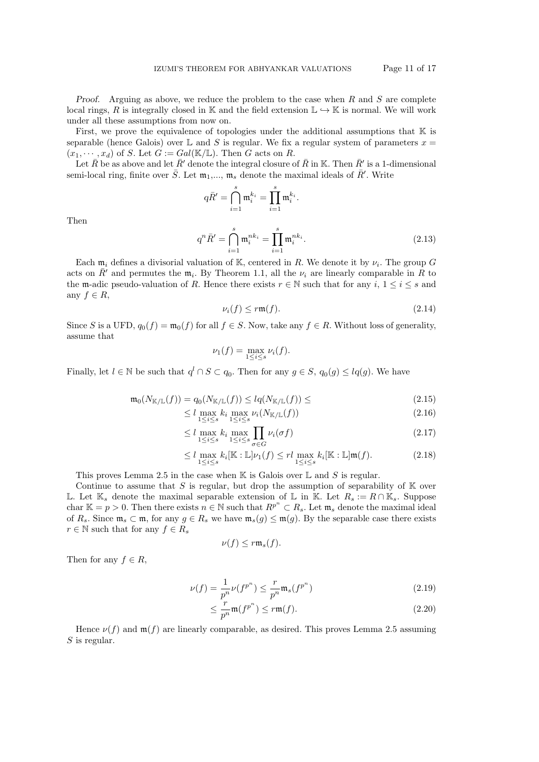*Proof.* Arguing as above, we reduce the problem to the case when $R$ and $S$ are complete local rings, $R$ is integrally closed in $\mathbb{K}$ and the field extension $\mathbb{L} \hookrightarrow \mathbb{K}$ is normal. We will work under all these assumptions from now on.

First, we prove the equivalence of topologies under the additional assumptions that $\mathbb{K}$ is separable (hence Galois) over $\mathbb{L}$ and $S$ is regular. We fix a regular system of parameters $x = (x_1, \cdots, x_d)$ of $S$. Let $G := Gal(\mathbb{K}/\mathbb{L})$. Then $G$ acts on $R$.

Let $\bar{R}$ be as above and let $\bar{R}'$ denote the integral closure of $\bar{R}$ in $\mathbb{K}$. Then $\bar{R}'$ is a 1-dimensional semi-local ring, finite over $\bar{S}$. Let $\mathfrak{m}_1$,..., $\mathfrak{m}_s$ denote the maximal ideals of $\bar{R}'$. Write

$$q\bar{R}' = \bigcap_{i=1}^{s} \mathfrak{m}_i^{k_i} = \prod_{i=1}^{s} \mathfrak{m}_i^{k_i}.$$

Then

$$q^n\bar{R}' = \bigcap_{i=1}^{s} \mathfrak{m}_i^{nk_i} = \prod_{i=1}^{s} \mathfrak{m}_i^{nk_i}. \tag{2.13}$$

Each $\mathfrak{m}_i$ defines a divisorial valuation of $\mathbb{K}$, centered in $R$. We denote it by $\nu_i$. The group $G$ acts on $\bar{R}'$ and permutes the $\mathfrak{m}_i$. By Theorem 1.1, all the $\nu_i$ are linearly comparable in $R$ to the $\mathfrak{m}$-adic pseudo-valuation of $R$. Hence there exists $r \in \mathbb{N}$ such that for any $i$, $1 \leq i \leq s$ and any $f \in R$,

$$\nu_i(f) \leq r\mathfrak{m}(f). \tag{2.14}$$

Since $S$ is a UFD, $q_0(f) = \mathfrak{m}_0(f)$ for all $f \in S$. Now, take any $f \in R$. Without loss of generality, assume that

$$\nu_1(f) = \max_{1 \leq i \leq s} \nu_i(f).$$

Finally, let $l \in \mathbb{N}$ be such that $q^l \cap S \subset q_0$. Then for any $g \in S$, $q_0(g) \leq lq(g)$. We have

$$\mathfrak{m}_0(N_{\mathbb{K}/\mathbb{L}}(f)) = q_0(N_{\mathbb{K}/\mathbb{L}}(f)) \leq lq(N_{\mathbb{K}/\mathbb{L}}(f)) \leq \tag{2.15}$$

$$\leq l \max_{1 \leq i \leq s} k_i \max_{1 \leq i \leq s} \nu_i(N_{\mathbb{K}/\mathbb{L}}(f)) \tag{2.16}$$

$$\leq l \max_{1 \leq i \leq s} k_i \max_{1 \leq i \leq s} \prod_{\sigma \in G} \nu_i(\sigma f) \tag{2.17}$$

$$\leq l \max_{1 \leq i \leq s} k_i [\mathbb{K} : \mathbb{L}] \nu_1(f) \leq rl \max_{1 \leq i \leq s} k_i [\mathbb{K} : \mathbb{L}] \mathfrak{m}(f). \tag{2.18}$$

This proves Lemma 2.5 in the case when $\mathbb{K}$ is Galois over $\mathbb{L}$ and $S$ is regular.

Continue to assume that $S$ is regular, but drop the assumption of separability of $\mathbb{K}$ over $\mathbb{L}$. Let $\mathbb{K}_s$ denote the maximal separable extension of $\mathbb{L}$ in $\mathbb{K}$. Let $R_s := R \cap \mathbb{K}_s$. Suppose char $\mathbb{K} = p > 0$. Then there exists $n \in \mathbb{N}$ such that $R^{p^n} \subset R_s$. Let $\mathfrak{m}_s$ denote the maximal ideal of $R_s$. Since $\mathfrak{m}_s \subset \mathfrak{m}$, for any $g \in R_s$ we have $\mathfrak{m}_s(g) \leq \mathfrak{m}(g)$. By the separable case there exists $r \in \mathbb{N}$ such that for any $f \in R_s$

$$\nu(f) \leq r\mathfrak{m}_s(f).$$

Then for any $f \in R$,

$$\nu(f) = \frac{1}{p^n}\nu(f^{p^n}) \leq \frac{r}{p^n}\mathfrak{m}_s(f^{p^n}) \tag{2.19}$$

$$\leq \frac{r}{p^n}\mathfrak{m}(f^{p^n}) \leq r\mathfrak{m}(f). \tag{2.20}$$

Hence $\nu(f)$ and $\mathfrak{m}(f)$ are linearly comparable, as desired. This proves Lemma 2.5 assuming $S$ is regular.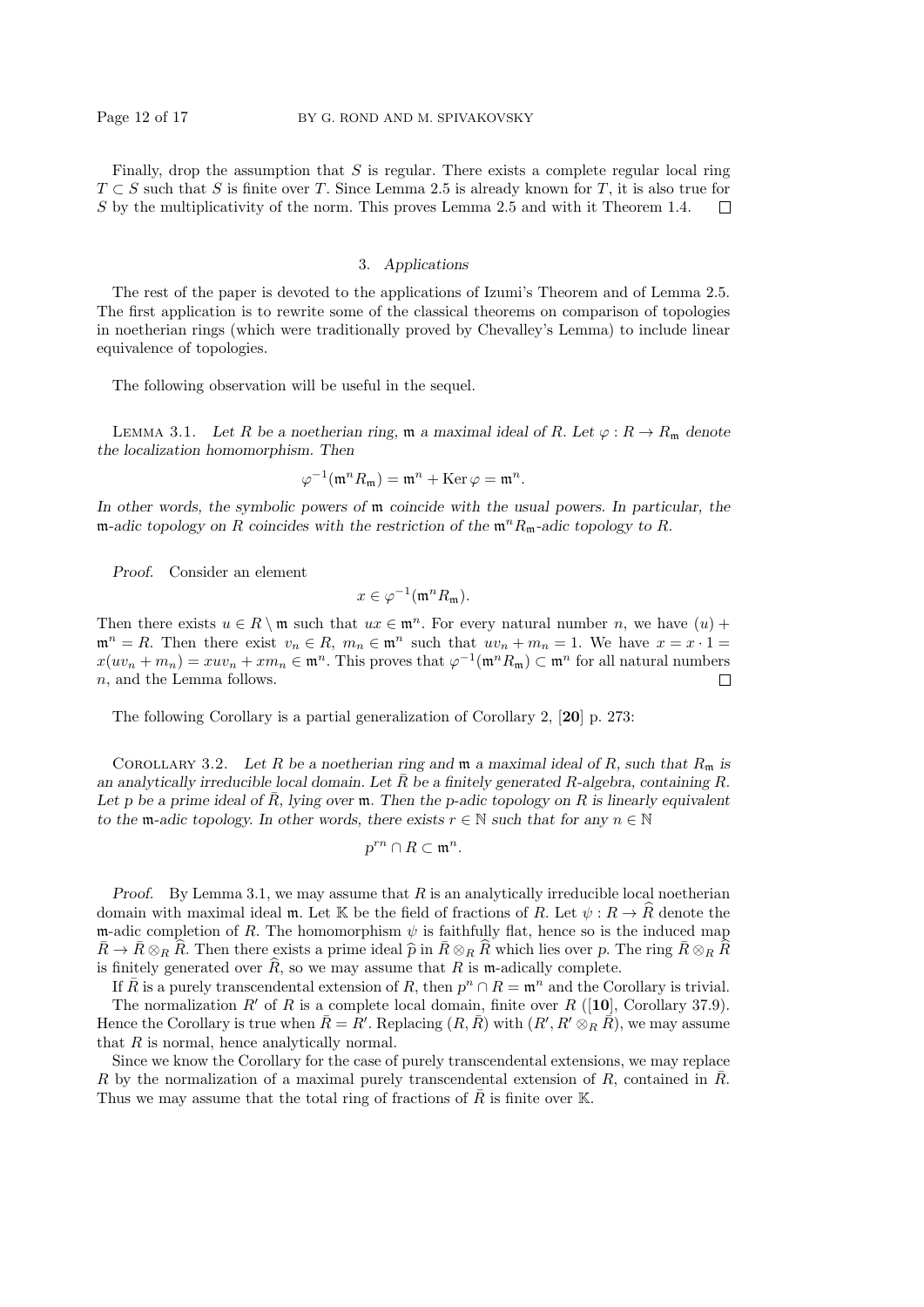Finally, drop the assumption that $S$ is regular. There exists a complete regular local ring $T \subset S$ such that $S$ is finite over $T$. Since Lemma 2.5 is already known for $T$, it is also true for $S$ by the multiplicativity of the norm. This proves Lemma 2.5 and with it Theorem 1.4. $\square$

## 3. *Applications*

The rest of the paper is devoted to the applications of Izumi's Theorem and of Lemma 2.5. The first application is to rewrite some of the classical theorems on comparison of topologies in noetherian rings (which were traditionally proved by Chevalley's Lemma) to include linear equivalence of topologies.

The following observation will be useful in the sequel.

Lemma 3.1. *Let $R$ be a noetherian ring, $\mathfrak{m}$ a maximal ideal of $R$. Let $\varphi : R \to R_{\mathfrak{m}}$ denote the localization homomorphism. Then*

$$\varphi^{-1}(\mathfrak{m}^n R_{\mathfrak{m}}) = \mathfrak{m}^n + \operatorname{Ker}\varphi = \mathfrak{m}^n.$$

*In other words, the symbolic powers of $\mathfrak{m}$ coincide with the usual powers. In particular, the $\mathfrak{m}$-adic topology on $R$ coincides with the restriction of the $\mathfrak{m}^n R_{\mathfrak{m}}$-adic topology to $R$.*

*Proof.* Consider an element

$$x \in \varphi^{-1}(\mathfrak{m}^n R_{\mathfrak{m}}).$$

Then there exists $u \in R \setminus \mathfrak{m}$ such that $ux \in \mathfrak{m}^n$. For every natural number $n$, we have $(u) + \mathfrak{m}^n = R$. Then there exist $v_n \in R$, $m_n \in \mathfrak{m}^n$ such that $uv_n + m_n = 1$. We have $x = x \cdot 1 = x(uv_n + m_n) = xuv_n + xm_n \in \mathfrak{m}^n$. This proves that $\varphi^{-1}(\mathfrak{m}^n R_{\mathfrak{m}}) \subset \mathfrak{m}^n$ for all natural numbers $n$, and the Lemma follows. $\square$

The following Corollary is a partial generalization of Corollary 2, [**20**] p. 273:

Corollary 3.2. *Let $R$ be a noetherian ring and $\mathfrak{m}$ a maximal ideal of $R$, such that $R_{\mathfrak{m}}$ is an analytically irreducible local domain. Let $\bar{R}$ be a finitely generated $R$-algebra, containing $R$. Let $p$ be a prime ideal of $\bar{R}$, lying over $\mathfrak{m}$. Then the $p$-adic topology on $R$ is linearly equivalent to the $\mathfrak{m}$-adic topology. In other words, there exists $r \in \mathbb{N}$ such that for any $n \in \mathbb{N}$*

$$p^{rn} \cap R \subset \mathfrak{m}^n.$$

*Proof.* By Lemma 3.1, we may assume that $R$ is an analytically irreducible local noetherian domain with maximal ideal $\mathfrak{m}$. Let $\mathbb{K}$ be the field of fractions of $R$. Let $\psi : R \to \widehat{R}$ denote the $\mathfrak{m}$-adic completion of $R$. The homomorphism $\psi$ is faithfully flat, hence so is the induced map $\bar{R} \to \bar{R} \otimes_R \widehat{R}$. Then there exists a prime ideal $\widehat{p}$ in $\bar{R} \otimes_R \widehat{R}$ which lies over $p$. The ring $\bar{R} \otimes_R \widehat{R}$ is finitely generated over $\widehat{R}$, so we may assume that $R$ is $\mathfrak{m}$-adically complete.

If $\bar{R}$ is a purely transcendental extension of $R$, then $p^n \cap R = \mathfrak{m}^n$ and the Corollary is trivial.

The normalization $R'$ of $R$ is a complete local domain, finite over $R$ ([**10**], Corollary 37.9). Hence the Corollary is true when $\bar{R} = R'$. Replacing $(R, \bar{R})$ with $(R', R' \otimes_R \bar{R})$, we may assume that $R$ is normal, hence analytically normal.

Since we know the Corollary for the case of purely transcendental extensions, we may replace $R$ by the normalization of a maximal purely transcendental extension of $R$, contained in $\bar{R}$. Thus we may assume that the total ring of fractions of $\bar{R}$ is finite over $\mathbb{K}$.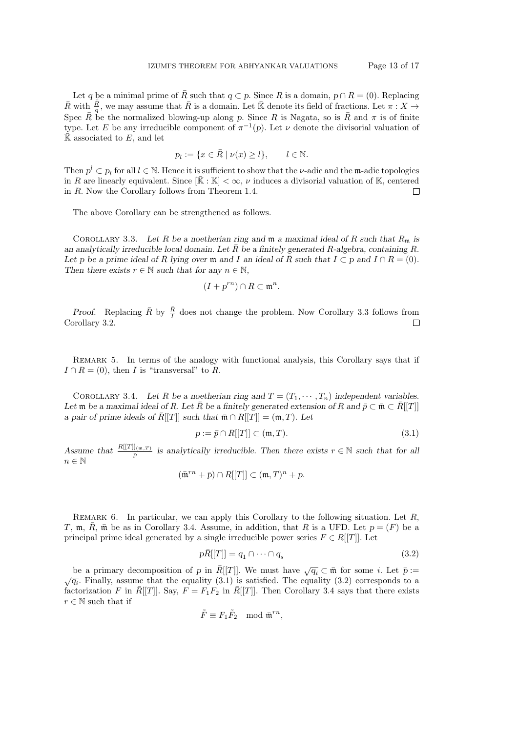Let $q$ be a minimal prime of $\bar{R}$ such that $q \subset p$. Since $R$ is a domain, $p \cap R = (0)$. Replacing $\bar{R}$ with $\frac{\bar{R}}{q}$, we may assume that $\bar{R}$ is a domain. Let $\bar{\mathbb{K}}$ denote its field of fractions. Let $\pi : X \to \operatorname{Spec} \bar{R}$ be the normalized blowing-up along $p$. Since $R$ is Nagata, so is $\bar{R}$ and $\pi$ is of finite type. Let $E$ be any irreducible component of $\pi^{-1}(p)$. Let $\nu$ denote the divisorial valuation of $\bar{\mathbb{K}}$ associated to $E$, and let

$$p_l := \{x \in \bar{R} \mid \nu(x) \geq l\}, \qquad l \in \mathbb{N}.$$

Then $p^l \subset p_l$ for all $l \in \mathbb{N}$. Hence it is sufficient to show that the $\nu$-adic and the $\mathfrak{m}$-adic topologies in $R$ are linearly equivalent. Since $[\bar{\mathbb{K}} : \mathbb{K}] < \infty$, $\nu$ induces a divisorial valuation of $\mathbb{K}$, centered in $R$. Now the Corollary follows from Theorem 1.4. $\square$

The above Corollary can be strengthened as follows.

Corollary 3.3. *Let $R$ be a noetherian ring and $\mathfrak{m}$ a maximal ideal of $R$ such that $R_{\mathfrak{m}}$ is an analytically irreducible local domain. Let $\bar{R}$ be a finitely generated $R$-algebra, containing $R$. Let $p$ be a prime ideal of $\bar{R}$ lying over $\mathfrak{m}$ and $I$ an ideal of $\bar{R}$ such that $I \subset p$ and $I \cap R = (0)$. Then there exists $r \in \mathbb{N}$ such that for any $n \in \mathbb{N}$,*

$$(I + p^{rn}) \cap R \subset \mathfrak{m}^n.$$

*Proof.* Replacing $\bar{R}$ by $\frac{\bar{R}}{I}$ does not change the problem. Now Corollary 3.3 follows from Corollary 3.2. $\square$

Remark 5. In terms of the analogy with functional analysis, this Corollary says that if $I \cap R = (0)$, then $I$ is "transversal" to $R$.

Corollary 3.4. *Let $R$ be a noetherian ring and $T = (T_1, \cdots, T_n)$ independent variables. Let $\mathfrak{m}$ be a maximal ideal of $R$. Let $\bar{R}$ be a finitely generated extension of $R$ and $\bar{p} \subset \bar{\mathfrak{m}} \subset \bar{R}[[T]]$ a pair of prime ideals of $\bar{R}[[T]]$ such that $\bar{\mathfrak{m}} \cap R[[T]] = (\mathfrak{m}, T)$. Let*

$$p := \bar{p} \cap R[[T]] \subset (\mathfrak{m}, T). \tag{3.1}$$

*Assume that $\frac{R[[T]]_{(\mathfrak{m},T)}}{p}$ is analytically irreducible. Then there exists $r \in \mathbb{N}$ such that for all $n \in \mathbb{N}$*

$$(\bar{\mathfrak{m}}^{rn} + \bar{p}) \cap R[[T]] \subset (\mathfrak{m}, T)^n + p.$$

Remark 6. In particular, we can apply this Corollary to the following situation. Let $R$, $T$, $\mathfrak{m}$, $\bar{R}$, $\bar{\mathfrak{m}}$ be as in Corollary 3.4. Assume, in addition, that $R$ is a UFD. Let $p = (F)$ be a principal prime ideal generated by a single irreducible power series $F \in R[[T]]$. Let

$$p\bar{R}[[T]] = q_1 \cap \cdots \cap q_s \tag{3.2}$$

be a primary decomposition of $p$ in $\bar{R}[[T]]$. We must have $\sqrt{q_i} \subset \bar{\mathfrak{m}}$ for some $i$. Let $\bar{p} := \sqrt{q_i}$. Finally, assume that the equality (3.1) is satisfied. The equality (3.2) corresponds to a factorization $F$ in $\bar{R}[[T]]$. Say, $F = F_1 F_2$ in $\bar{R}[[T]]$. Then Corollary 3.4 says that there exists $r \in \mathbb{N}$ such that if

$$\tilde{F} \equiv F_1 \tilde{F}_2 \mod \bar{\mathfrak{m}}^{rn},$$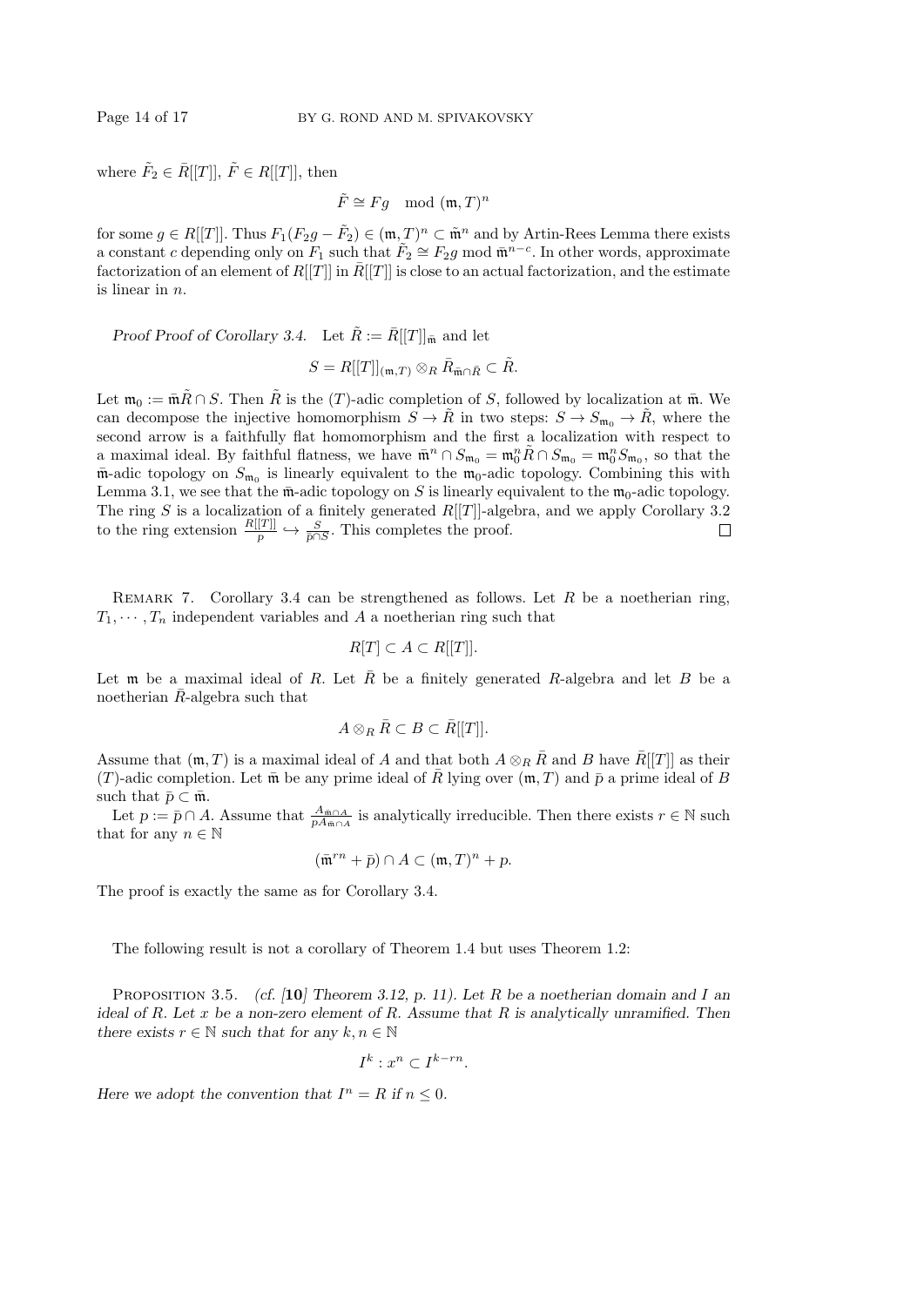where $\tilde{F}_2 \in \bar{R}[[T]]$, $\tilde{F} \in R[[T]]$, then

$$\tilde{F} \cong Fg \mod (\mathfrak{m}, T)^n$$

for some $g \in R[[T]]$. Thus $F_1(F_2 g - \tilde{F}_2) \in (\mathfrak{m}, T)^n \subset \bar{\mathfrak{m}}^n$ and by Artin-Rees Lemma there exists a constant $c$ depending only on $F_1$ such that $\tilde{F}_2 \cong F_2 g \bmod \bar{\mathfrak{m}}^{n-c}$. In other words, approximate factorization of an element of $R[[T]]$ in $\bar{R}[[T]]$ is close to an actual factorization, and the estimate is linear in $n$.

*Proof Proof of Corollary 3.4.* Let $\tilde{R} := \bar{R}[[T]]_{\bar{\mathfrak{m}}}$ and let

$$S = R[[T]]_{(\mathfrak{m},T)} \otimes_R \bar{R}_{\bar{\mathfrak{m}} \cap \bar{R}} \subset \tilde{R}.$$

Let $\mathfrak{m}_0 := \bar{\mathfrak{m}}\tilde{R} \cap S$. Then $\tilde{R}$ is the $(T)$-adic completion of $S$, followed by localization at $\bar{\mathfrak{m}}$. We can decompose the injective homomorphism $S \to \tilde{R}$ in two steps: $S \to S_{\mathfrak{m}_0} \to \tilde{R}$, where the second arrow is a faithfully flat homomorphism and the first a localization with respect to a maximal ideal. By faithful flatness, we have $\bar{\mathfrak{m}}^n \cap S_{\mathfrak{m}_0} = \mathfrak{m}_0^n \tilde{R} \cap S_{\mathfrak{m}_0} = \mathfrak{m}_0^n S_{\mathfrak{m}_0}$, so that the $\bar{\mathfrak{m}}$-adic topology on $S_{\mathfrak{m}_0}$ is linearly equivalent to the $\mathfrak{m}_0$-adic topology. Combining this with Lemma 3.1, we see that the $\bar{\mathfrak{m}}$-adic topology on $S$ is linearly equivalent to the $\mathfrak{m}_0$-adic topology. The ring $S$ is a localization of a finitely generated $R[[T]]$-algebra, and we apply Corollary 3.2 to the ring extension $\frac{R[[T]]}{p} \hookrightarrow \frac{S}{\bar{p} \cap S}$. This completes the proof. $\square$

Remark 7. Corollary 3.4 can be strengthened as follows. Let $R$ be a noetherian ring, $T_1, \cdots, T_n$ independent variables and $A$ a noetherian ring such that

$$R[T] \subset A \subset R[[T]].$$

Let $\mathfrak{m}$ be a maximal ideal of $R$. Let $\bar{R}$ be a finitely generated $R$-algebra and let $B$ be a noetherian $\bar{R}$-algebra such that

$$A \otimes_R \bar{R} \subset B \subset \bar{R}[[T]].$$

Assume that $(\mathfrak{m}, T)$ is a maximal ideal of $A$ and that both $A \otimes_R \bar{R}$ and $B$ have $\bar{R}[[T]]$ as their $(T)$-adic completion. Let $\bar{\mathfrak{m}}$ be any prime ideal of $\bar{R}$ lying over $(\mathfrak{m}, T)$ and $\bar{p}$ a prime ideal of $B$ such that $\bar{p} \subset \bar{\mathfrak{m}}$.

Let $p := \bar{p} \cap A$. Assume that $\frac{A_{\bar{\mathfrak{m}} \cap A}}{pA_{\bar{\mathfrak{m}} \cap A}}$ is analytically irreducible. Then there exists $r \in \mathbb{N}$ such that for any $n \in \mathbb{N}$

$$(\bar{\mathfrak{m}}^{rn} + \bar{p}) \cap A \subset (\mathfrak{m}, T)^n + p.$$

The proof is exactly the same as for Corollary 3.4.

The following result is not a corollary of Theorem 1.4 but uses Theorem 1.2:

Proposition 3.5. *(cf. [**10**] Theorem 3.12, p. 11). Let $R$ be a noetherian domain and $I$ an ideal of $R$. Let $x$ be a non-zero element of $R$. Assume that $R$ is analytically unramified. Then there exists $r \in \mathbb{N}$ such that for any $k, n \in \mathbb{N}$*

$$I^k : x^n \subset I^{k-rn}.$$

*Here we adopt the convention that $I^n = R$ if $n \leq 0$.*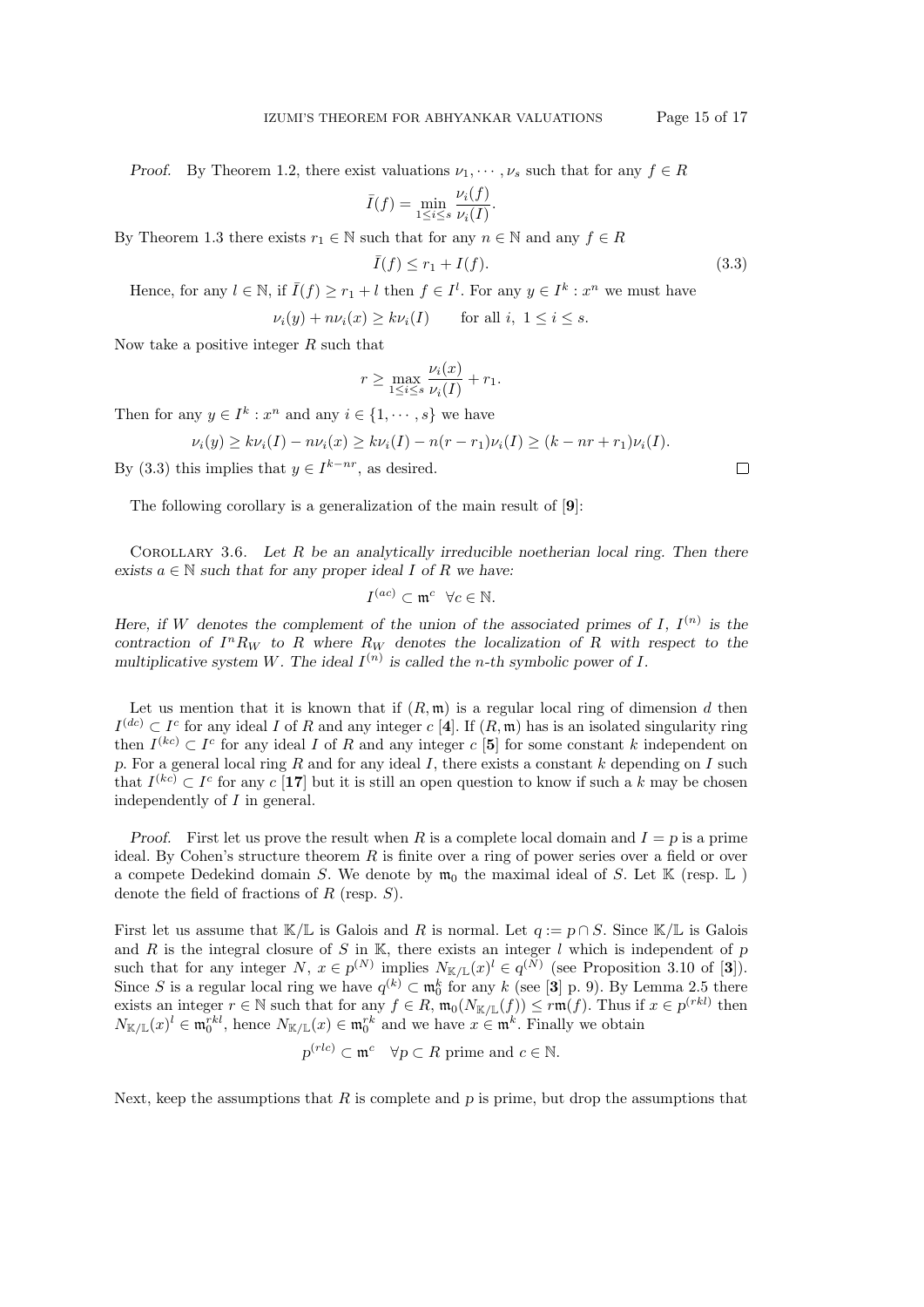*Proof.* By Theorem 1.2, there exist valuations $\nu_1, \cdots, \nu_s$ such that for any $f \in R$

$$\bar{I}(f) = \min_{1 \leq i \leq s} \frac{\nu_i(f)}{\nu_i(I)}.$$

By Theorem 1.3 there exists $r_1 \in \mathbb{N}$ such that for any $n \in \mathbb{N}$ and any $f \in R$

$$\bar{I}(f) \leq r_1 + I(f). \tag{3.3}$$

Hence, for any $l \in \mathbb{N}$, if $\bar{I}(f) \geq r_1 + l$ then $f \in I^l$. For any $y \in I^k : x^n$ we must have

$$\nu_i(y) + n\nu_i(x) \geq k\nu_i(I) \qquad \text{for all } i,\ 1 \leq i \leq s.$$

Now take a positive integer $R$ such that

$$r \geq \max_{1 \leq i \leq s} \frac{\nu_i(x)}{\nu_i(I)} + r_1.$$

Then for any $y \in I^k : x^n$ and any $i \in \{1, \cdots, s\}$ we have

$$\nu_i(y) \geq k\nu_i(I) - n\nu_i(x) \geq k\nu_i(I) - n(r - r_1)\nu_i(I) \geq (k - nr + r_1)\nu_i(I).$$

By (3.3) this implies that $y \in I^{k-nr}$, as desired. □

The following corollary is a generalization of the main result of [**9**]:

Corollary 3.6. *Let $R$ be an analytically irreducible noetherian local ring. Then there exists $a \in \mathbb{N}$ such that for any proper ideal $I$ of $R$ we have:*

$$I^{(ac)} \subset \mathfrak{m}^c \quad \forall c \in \mathbb{N}.$$

*Here, if $W$ denotes the complement of the union of the associated primes of $I$, $I^{(n)}$ is the contraction of $I^n R_W$ to $R$ where $R_W$ denotes the localization of $R$ with respect to the multiplicative system $W$. The ideal $I^{(n)}$ is called the $n$-th symbolic power of $I$.*

Let us mention that it is known that if $(R, \mathfrak{m})$ is a regular local ring of dimension $d$ then $I^{(dc)} \subset I^c$ for any ideal $I$ of $R$ and any integer $c$ [**4**]. If $(R, \mathfrak{m})$ has is an isolated singularity ring then $I^{(kc)} \subset I^c$ for any ideal $I$ of $R$ and any integer $c$ [**5**] for some constant $k$ independent on $p$. For a general local ring $R$ and for any ideal $I$, there exists a constant $k$ depending on $I$ such that $I^{(kc)} \subset I^c$ for any $c$ [**17**] but it is still an open question to know if such a $k$ may be chosen independently of $I$ in general.

*Proof.* First let us prove the result when $R$ is a complete local domain and $I = p$ is a prime ideal. By Cohen's structure theorem $R$ is finite over a ring of power series over a field or over a compete Dedekind domain $S$. We denote by $\mathfrak{m}_0$ the maximal ideal of $S$. Let $\mathbb{K}$ (resp. $\mathbb{L}$ ) denote the field of fractions of $R$ (resp. $S$).

First let us assume that $\mathbb{K}/\mathbb{L}$ is Galois and $R$ is normal. Let $q := p \cap S$. Since $\mathbb{K}/\mathbb{L}$ is Galois and $R$ is the integral closure of $S$ in $\mathbb{K}$, there exists an integer $l$ which is independent of $p$ such that for any integer $N$, $x \in p^{(N)}$ implies $N_{\mathbb{K}/\mathbb{L}}(x)^l \in q^{(N)}$ (see Proposition 3.10 of [**3**]). Since $S$ is a regular local ring we have $q^{(k)} \subset \mathfrak{m}_0^k$ for any $k$ (see [**3**] p. 9). By Lemma 2.5 there exists an integer $r \in \mathbb{N}$ such that for any $f \in R$, $\mathfrak{m}_0(N_{\mathbb{K}/\mathbb{L}}(f)) \leq r\mathfrak{m}(f)$. Thus if $x \in p^{(rkl)}$ then $N_{\mathbb{K}/\mathbb{L}}(x)^l \in \mathfrak{m}_0^{rkl}$, hence $N_{\mathbb{K}/\mathbb{L}}(x) \in \mathfrak{m}_0^{rk}$ and we have $x \in \mathfrak{m}^k$. Finally we obtain

$$p^{(rlc)} \subset \mathfrak{m}^c \quad \forall p \subset R \text{ prime and } c \in \mathbb{N}.$$

Next, keep the assumptions that $R$ is complete and $p$ is prime, but drop the assumptions that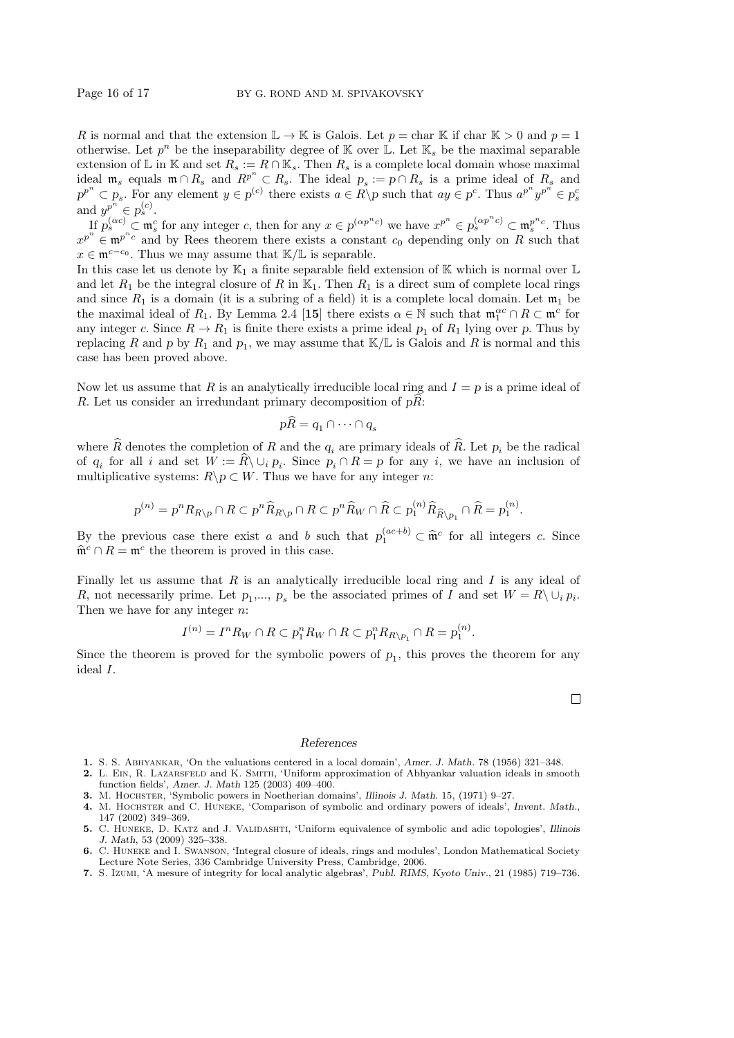$R$ is normal and that the extension $\mathbb{L} \to \mathbb{K}$ is Galois. Let $p = \operatorname{char} \mathbb{K}$ if $\operatorname{char} \mathbb{K} > 0$ and $p = 1$ otherwise. Let $p^n$ be the inseparability degree of $\mathbb{K}$ over $\mathbb{L}$. Let $\mathbb{K}_s$ be the maximal separable extension of $\mathbb{L}$ in $\mathbb{K}$ and set $R_s := R \cap \mathbb{K}_s$. Then $R_s$ is a complete local domain whose maximal ideal $\mathfrak{m}_s$ equals $\mathfrak{m} \cap R_s$ and $R^{p^n} \subset R_s$. The ideal $p_s := p \cap R_s$ is a prime ideal of $R_s$ and $p^{p^n} \subset p_s$. For any element $y \in p^{(c)}$ there exists $a \in R \backslash p$ such that $ay \in p^c$. Thus $a^{p^n} y^{p^n} \in p_s^c$ and $y^{p^n} \in p_s^{(c)}$.

If $p_s^{(\alpha c)} \subset \mathfrak{m}_s^c$ for any integer $c$, then for any $x \in p^{(\alpha p^n c)}$ we have $x^{p^n} \in p_s^{(\alpha p^n c)} \subset \mathfrak{m}_s^{p^n c}$. Thus $x^{p^n} \in \mathfrak{m}^{p^n c}$ and by Rees theorem there exists a constant $c_0$ depending only on $R$ such that $x \in \mathfrak{m}^{c - c_0}$. Thus we may assume that $\mathbb{K}/\mathbb{L}$ is separable.
In this case let us denote by $\mathbb{K}_1$ a finite separable field extension of $\mathbb{K}$ which is normal over $\mathbb{L}$ and let $R_1$ be the integral closure of $R$ in $\mathbb{K}_1$. Then $R_1$ is a direct sum of complete local rings and since $R_1$ is a domain (it is a subring of a field) it is a complete local domain. Let $\mathfrak{m}_1$ be the maximal ideal of $R_1$. By Lemma 2.4 [**15**] there exists $\alpha \in \mathbb{N}$ such that $\mathfrak{m}_1^{\alpha c} \cap R \subset \mathfrak{m}^c$ for any integer $c$. Since $R \to R_1$ is finite there exists a prime ideal $p_1$ of $R_1$ lying over $p$. Thus by replacing $R$ and $p$ by $R_1$ and $p_1$, we may assume that $\mathbb{K}/\mathbb{L}$ is Galois and $R$ is normal and this case has been proved above.

Now let us assume that $R$ is an analytically irreducible local ring and $I = p$ is a prime ideal of $R$. Let us consider an irredundant primary decomposition of $p\widehat{R}$:

$$p\widehat{R} = q_1 \cap \cdots \cap q_s$$

where $\widehat{R}$ denotes the completion of $R$ and the $q_i$ are primary ideals of $\widehat{R}$. Let $p_i$ be the radical of $q_i$ for all $i$ and set $W := \widehat{R} \backslash \cup_i p_i$. Since $p_i \cap R = p$ for any $i$, we have an inclusion of multiplicative systems: $R \backslash p \subset W$. Thus we have for any integer $n$:

$$p^{(n)} = p^n R_{R\backslash p} \cap R \subset p^n \widehat{R}_{R\backslash p} \cap R \subset p^n \widehat{R}_W \cap \widehat{R} \subset p_1^{(n)} \widehat{R}_{\widehat{R}\backslash p_1} \cap \widehat{R} = p_1^{(n)}.$$

By the previous case there exist $a$ and $b$ such that $p_1^{(ac+b)} \subset \widehat{\mathfrak{m}}^c$ for all integers $c$. Since $\widehat{\mathfrak{m}}^c \cap R = \mathfrak{m}^c$ the theorem is proved in this case.

Finally let us assume that $R$ is an analytically irreducible local ring and $I$ is any ideal of $R$, not necessarily prime. Let $p_1$,..., $p_s$ be the associated primes of $I$ and set $W = R \backslash \cup_i p_i$. Then we have for any integer $n$:

$$I^{(n)} = I^n R_W \cap R \subset p_1^n R_W \cap R \subset p_1^n R_{R\backslash p_1} \cap R = p_1^{(n)}.$$

Since the theorem is proved for the symbolic powers of $p_1$, this proves the theorem for any ideal $I$.

□

## *References*

1. S. S. Abhyankar, 'On the valuations centered in a local domain', *Amer. J. Math.* 78 (1956) 321–348.
2. L. Ein, R. Lazarsfeld and K. Smith, 'Uniform approximation of Abhyankar valuation ideals in smooth function fields', *Amer. J. Math* 125 (2003) 409–400.
3. M. Hochster, 'Symbolic powers in Noetherian domains', *Illinois J. Math.* 15, (1971) 9–27.
4. M. Hochster and C. Huneke, 'Comparison of symbolic and ordinary powers of ideals', *Invent. Math.*, 147 (2002) 349–369.
5. C. Huneke, D. Katz and J. Validashti, 'Uniform equivalence of symbolic and adic topologies', *Illinois J. Math*, 53 (2009) 325–338.
6. C. Huneke and I. Swanson, 'Integral closure of ideals, rings and modules', London Mathematical Society Lecture Note Series, 336 Cambridge University Press, Cambridge, 2006.
7. S. Izumi, 'A mesure of integrity for local analytic algebras', *Publ. RIMS, Kyoto Univ.*, 21 (1985) 719–736.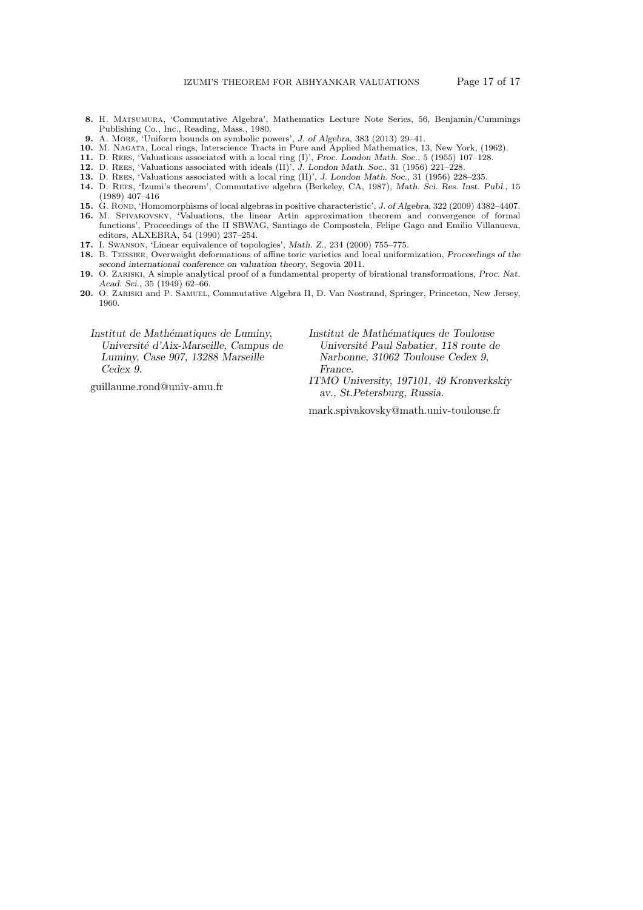**8.** H. Matsumura, 'Commutative Algebra', Mathematics Lecture Note Series, 56, Benjamin/Cummings Publishing Co., Inc., Reading, Mass., 1980.

**9.** A. More, 'Uniform bounds on symbolic powers', *J. of Algebra*, 383 (2013) 29–41.

**10.** M. Nagata, Local rings, Interscience Tracts in Pure and Applied Mathematics, 13, New York, (1962).

**11.** D. Rees, 'Valuations associated with a local ring (I)', *Proc. London Math. Soc.*, 5 (1955) 107–128.

**12.** D. Rees, 'Valuations associated with ideals (II)', *J. London Math. Soc.*, 31 (1956) 221–228.

**13.** D. Rees, 'Valuations associated with a local ring (II)', *J. London Math. Soc.*, 31 (1956) 228–235.

**14.** D. Rees, 'Izumi's theorem', Commutative algebra (Berkeley, CA, 1987), *Math. Sci. Res. Inst. Publ.*, 15 (1989) 407–416

**15.** G. Rond, 'Homomorphisms of local algebras in positive characteristic', *J. of Algebra*, 322 (2009) 4382–4407.

**16.** M. Spivakovsky, 'Valuations, the linear Artin approximation theorem and convergence of formal functions', Proceedings of the II SBWAG, Santiago de Compostela, Felipe Gago and Emilio Villanueva, editors, ALXEBRA, 54 (1990) 237–254.

**17.** I. Swanson, 'Linear equivalence of topologies', *Math. Z.*, 234 (2000) 755–775.

**18.** B. Teissier, Overweight deformations of affine toric varieties and local uniformization, *Proceedings of the second international conference on valuation theory*, Segovia 2011.

**19.** O. Zariski, A simple analytical proof of a fundamental property of birational transformations, *Proc. Nat. Acad. Sci.*, 35 (1949) 62–66.

**20.** O. Zariski and P. Samuel, Commutative Algebra II, D. Van Nostrand, Springer, Princeton, New Jersey, 1960.

*Institut de Mathématiques de Luminy, Université d'Aix-Marseille, Campus de Luminy, Case 907, 13288 Marseille Cedex 9.*

guillaume.rond@univ-amu.fr

*Institut de Mathématiques de Toulouse Université Paul Sabatier, 118 route de Narbonne, 31062 Toulouse Cedex 9, France.*

*ITMO University, 197101, 49 Kronverkskiy av., St.Petersburg, Russia.*

mark.spivakovsky@math.univ-toulouse.fr